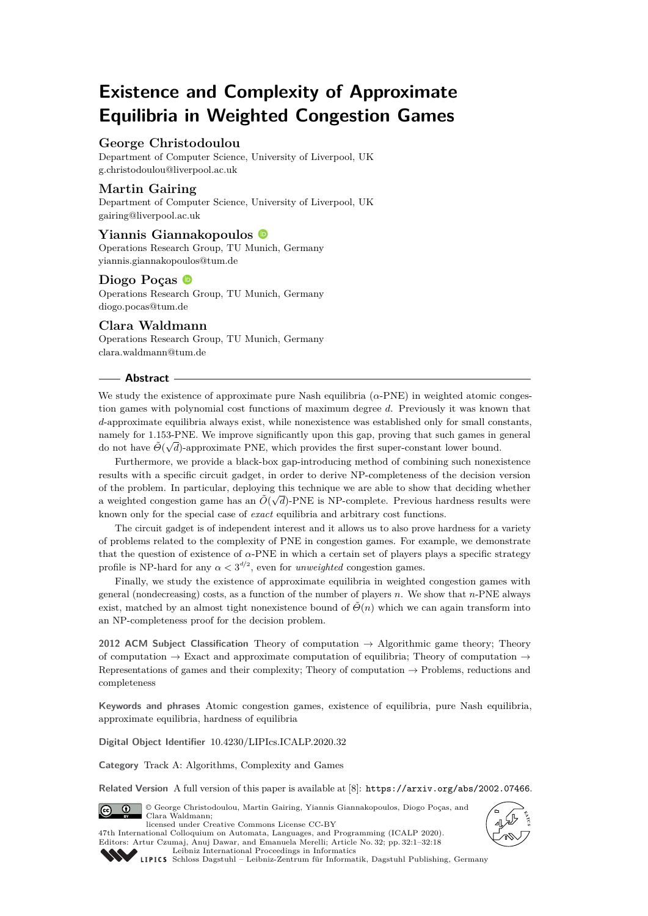# Existence and Complexity of Approximate Equilibria in Weighted Congestion Games

**George Christodoulou**
Department of Computer Science, University of Liverpool, UK
g.christodoulou@liverpool.ac.uk

**Martin Gairing**
Department of Computer Science, University of Liverpool, UK
gairing@liverpool.ac.uk

**Yiannis Giannakopoulos**
Operations Research Group, TU Munich, Germany
yiannis.giannakopoulos@tum.de

**Diogo Poças**
Operations Research Group, TU Munich, Germany
diogo.pocas@tum.de

**Clara Waldmann**
Operations Research Group, TU Munich, Germany
clara.waldmann@tum.de

## Abstract

We study the existence of approximate pure Nash equilibria ($\alpha$-PNE) in weighted atomic congestion games with polynomial cost functions of maximum degree $d$. Previously it was known that $d$-approximate equilibria always exist, while nonexistence was established only for small constants, namely for 1.153-PNE. We improve significantly upon this gap, proving that such games in general do not have $\tilde{\Theta}(\sqrt{d})$-approximate PNE, which provides the first super-constant lower bound.

Furthermore, we provide a black-box gap-introducing method of combining such nonexistence results with a specific circuit gadget, in order to derive NP-completeness of the decision version of the problem. In particular, deploying this technique we are able to show that deciding whether a weighted congestion game has an $\tilde{O}(\sqrt{d})$-PNE is NP-complete. Previous hardness results were known only for the special case of *exact* equilibria and arbitrary cost functions.

The circuit gadget is of independent interest and it allows us to also prove hardness for a variety of problems related to the complexity of PNE in congestion games. For example, we demonstrate that the question of existence of $\alpha$-PNE in which a certain set of players plays a specific strategy profile is NP-hard for any $\alpha < 3^{d/2}$, even for *unweighted* congestion games.

Finally, we study the existence of approximate equilibria in weighted congestion games with general (nondecreasing) costs, as a function of the number of players $n$. We show that $n$-PNE always exist, matched by an almost tight nonexistence bound of $\tilde{\Theta}(n)$ which we can again transform into an NP-completeness proof for the decision problem.

**2012 ACM Subject Classification** Theory of computation → Algorithmic game theory; Theory of computation → Exact and approximate computation of equilibria; Theory of computation → Representations of games and their complexity; Theory of computation → Problems, reductions and completeness

**Keywords and phrases** Atomic congestion games, existence of equilibria, pure Nash equilibria, approximate equilibria, hardness of equilibria

**Digital Object Identifier** 10.4230/LIPIcs.ICALP.2020.32

**Category** Track A: Algorithms, Complexity and Games

**Related Version** A full version of this paper is available at [8]: https://arxiv.org/abs/2002.07466.

© George Christodoulou, Martin Gairing, Yiannis Giannakopoulos, Diogo Poças, and Clara Waldmann;
licensed under Creative Commons License CC-BY
47th International Colloquium on Automata, Languages, and Programming (ICALP 2020).
Editors: Artur Czumaj, Anuj Dawar, and Emanuela Merelli; Article No. 32; pp. 32:1–32:18
Leibniz International Proceedings in Informatics
Schloss Dagstuhl – Leibniz-Zentrum für Informatik, Dagstuhl Publishing, Germany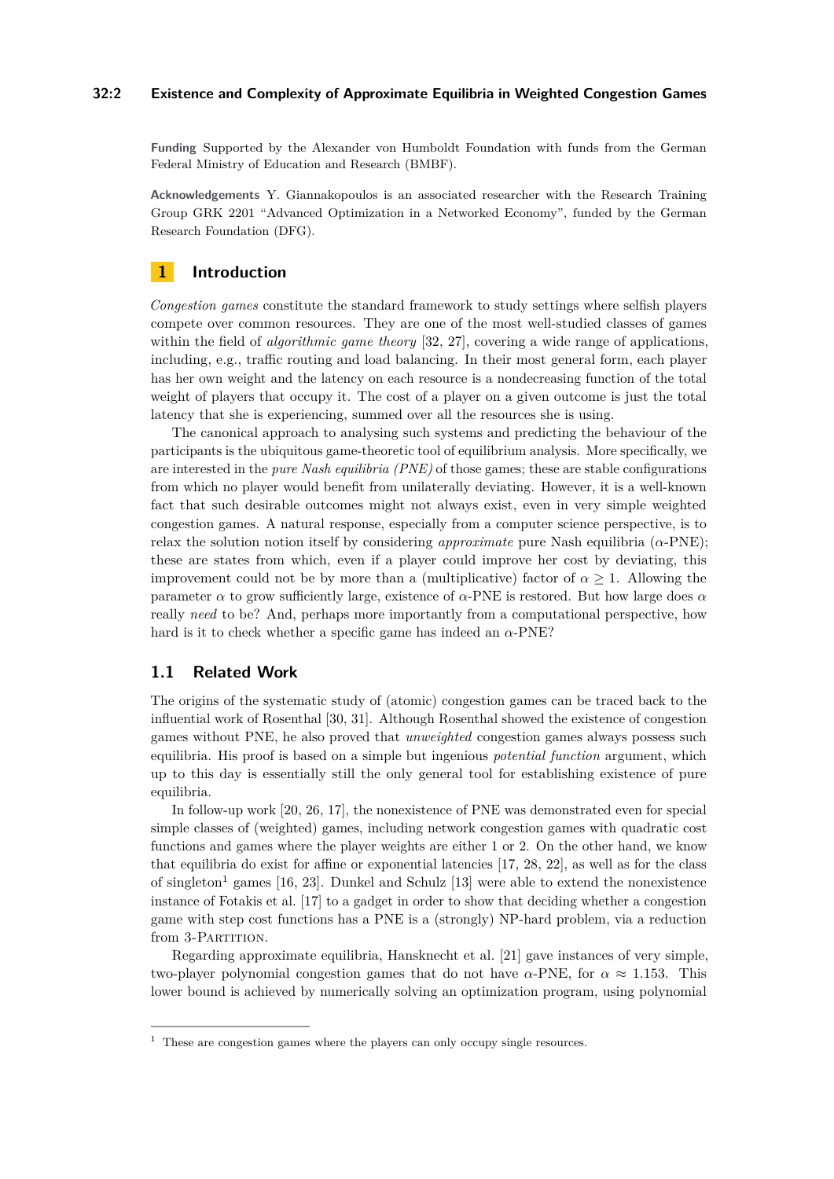**Funding** Supported by the Alexander von Humboldt Foundation with funds from the German Federal Ministry of Education and Research (BMBF).

**Acknowledgements** Y. Giannakopoulos is an associated researcher with the Research Training Group GRK 2201 "Advanced Optimization in a Networked Economy", funded by the German Research Foundation (DFG).

## 1 Introduction

*Congestion games* constitute the standard framework to study settings where selfish players compete over common resources. They are one of the most well-studied classes of games within the field of *algorithmic game theory* [32, 27], covering a wide range of applications, including, e.g., traffic routing and load balancing. In their most general form, each player has her own weight and the latency on each resource is a nondecreasing function of the total weight of players that occupy it. The cost of a player on a given outcome is just the total latency that she is experiencing, summed over all the resources she is using.

The canonical approach to analysing such systems and predicting the behaviour of the participants is the ubiquitous game-theoretic tool of equilibrium analysis. More specifically, we are interested in the *pure Nash equilibria (PNE)* of those games; these are stable configurations from which no player would benefit from unilaterally deviating. However, it is a well-known fact that such desirable outcomes might not always exist, even in very simple weighted congestion games. A natural response, especially from a computer science perspective, is to relax the solution notion itself by considering *approximate* pure Nash equilibria ($\alpha$-PNE); these are states from which, even if a player could improve her cost by deviating, this improvement could not be by more than a (multiplicative) factor of $\alpha \geq 1$. Allowing the parameter $\alpha$ to grow sufficiently large, existence of $\alpha$-PNE is restored. But how large does $\alpha$ really *need* to be? And, perhaps more importantly from a computational perspective, how hard is it to check whether a specific game has indeed an $\alpha$-PNE?

### 1.1 Related Work

The origins of the systematic study of (atomic) congestion games can be traced back to the influential work of Rosenthal [30, 31]. Although Rosenthal showed the existence of congestion games without PNE, he also proved that *unweighted* congestion games always possess such equilibria. His proof is based on a simple but ingenious *potential function* argument, which up to this day is essentially still the only general tool for establishing existence of pure equilibria.

In follow-up work [20, 26, 17], the nonexistence of PNE was demonstrated even for special simple classes of (weighted) games, including network congestion games with quadratic cost functions and games where the player weights are either 1 or 2. On the other hand, we know that equilibria do exist for affine or exponential latencies [17, 28, 22], as well as for the class of singleton[1] games [16, 23]. Dunkel and Schulz [13] were able to extend the nonexistence instance of Fotakis et al. [17] to a gadget in order to show that deciding whether a congestion game with step cost functions has a PNE is a (strongly) NP-hard problem, via a reduction from 3-Partition.

Regarding approximate equilibria, Hansknecht et al. [21] gave instances of very simple, two-player polynomial congestion games that do not have $\alpha$-PNE, for $\alpha \approx 1.153$. This lower bound is achieved by numerically solving an optimization program, using polynomial

[1] These are congestion games where the players can only occupy single resources.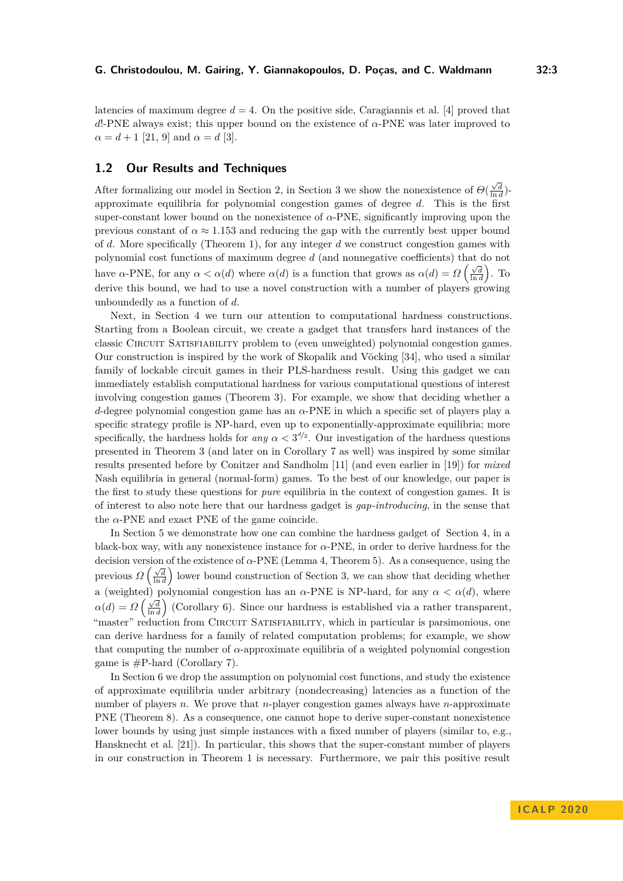latencies of maximum degree $d = 4$. On the positive side, Caragiannis et al. [4] proved that $d!$-PNE always exist; this upper bound on the existence of $\alpha$-PNE was later improved to $\alpha = d + 1$ [21, 9] and $\alpha = d$ [3].

## 1.2 Our Results and Techniques

After formalizing our model in Section 2, in Section 3 we show the nonexistence of $\Theta(\frac{\sqrt{d}}{\ln d})$-approximate equilibria for polynomial congestion games of degree $d$. This is the first super-constant lower bound on the nonexistence of $\alpha$-PNE, significantly improving upon the previous constant of $\alpha \approx 1.153$ and reducing the gap with the currently best upper bound of $d$. More specifically (Theorem 1), for any integer $d$ we construct congestion games with polynomial cost functions of maximum degree $d$ (and nonnegative coefficients) that do not have $\alpha$-PNE, for any $\alpha < \alpha(d)$ where $\alpha(d)$ is a function that grows as $\alpha(d) = \Omega\left(\frac{\sqrt{d}}{\ln d}\right)$. To derive this bound, we had to use a novel construction with a number of players growing unboundedly as a function of $d$.

Next, in Section 4 we turn our attention to computational hardness constructions. Starting from a Boolean circuit, we create a gadget that transfers hard instances of the classic Circuit Satisfiability problem to (even unweighted) polynomial congestion games. Our construction is inspired by the work of Skopalik and Vöcking [34], who used a similar family of lockable circuit games in their PLS-hardness result. Using this gadget we can immediately establish computational hardness for various computational questions of interest involving congestion games (Theorem 3). For example, we show that deciding whether a $d$-degree polynomial congestion game has an $\alpha$-PNE in which a specific set of players play a specific strategy profile is NP-hard, even up to exponentially-approximate equilibria; more specifically, the hardness holds for *any* $\alpha < 3^{d/2}$. Our investigation of the hardness questions presented in Theorem 3 (and later on in Corollary 7 as well) was inspired by some similar results presented before by Conitzer and Sandholm [11] (and even earlier in [19]) for *mixed* Nash equilibria in general (normal-form) games. To the best of our knowledge, our paper is the first to study these questions for *pure* equilibria in the context of congestion games. It is of interest to also note here that our hardness gadget is *gap-introducing*, in the sense that the $\alpha$-PNE and exact PNE of the game coincide.

In Section 5 we demonstrate how one can combine the hardness gadget of Section 4, in a black-box way, with any nonexistence instance for $\alpha$-PNE, in order to derive hardness for the decision version of the existence of $\alpha$-PNE (Lemma 4, Theorem 5). As a consequence, using the previous $\Omega\left(\frac{\sqrt{d}}{\ln d}\right)$ lower bound construction of Section 3, we can show that deciding whether a (weighted) polynomial congestion has an $\alpha$-PNE is NP-hard, for any $\alpha < \alpha(d)$, where $\alpha(d) = \Omega\left(\frac{\sqrt{d}}{\ln d}\right)$ (Corollary 6). Since our hardness is established via a rather transparent, "master" reduction from Circuit Satisfiability, which in particular is parsimonious, one can derive hardness for a family of related computation problems; for example, we show that computing the number of $\alpha$-approximate equilibria of a weighted polynomial congestion game is #P-hard (Corollary 7).

In Section 6 we drop the assumption on polynomial cost functions, and study the existence of approximate equilibria under arbitrary (nondecreasing) latencies as a function of the number of players $n$. We prove that $n$-player congestion games always have $n$-approximate PNE (Theorem 8). As a consequence, one cannot hope to derive super-constant nonexistence lower bounds by using just simple instances with a fixed number of players (similar to, e.g., Hansknecht et al. [21]). In particular, this shows that the super-constant number of players in our construction in Theorem 1 is necessary. Furthermore, we pair this positive result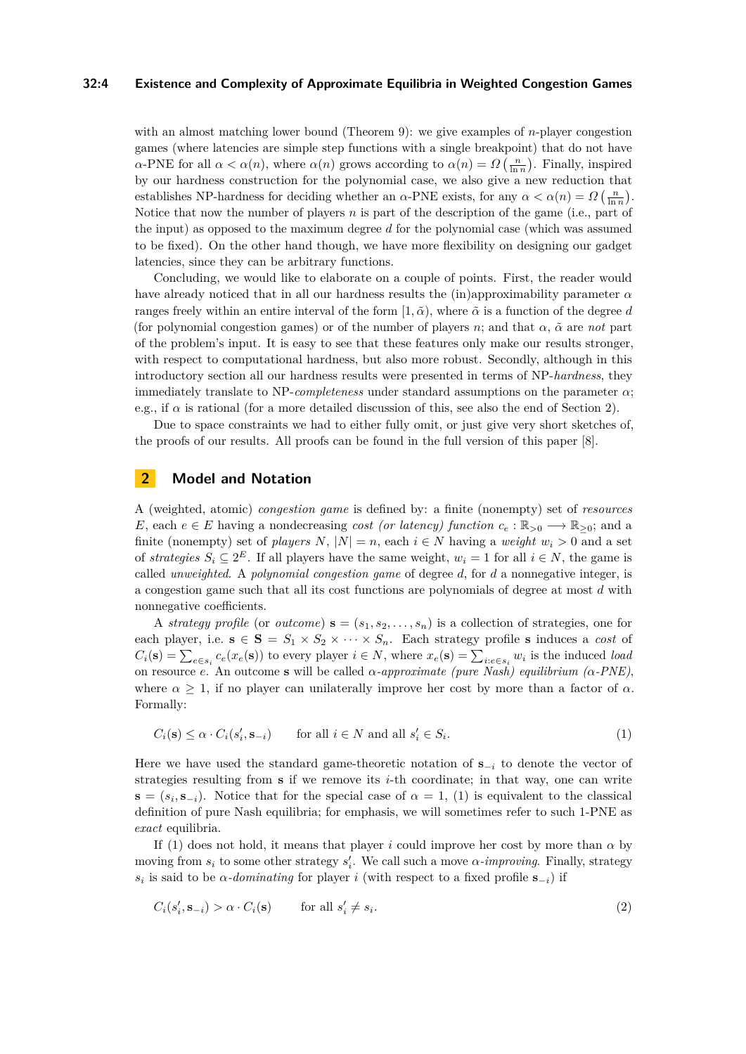with an almost matching lower bound (Theorem 9): we give examples of $n$-player congestion games (where latencies are simple step functions with a single breakpoint) that do not have $\alpha$-PNE for all $\alpha < \alpha(n)$, where $\alpha(n)$ grows according to $\alpha(n) = \Omega\left(\frac{n}{\ln n}\right)$. Finally, inspired by our hardness construction for the polynomial case, we also give a new reduction that establishes NP-hardness for deciding whether an $\alpha$-PNE exists, for any $\alpha < \alpha(n) = \Omega\left(\frac{n}{\ln n}\right)$. Notice that now the number of players $n$ is part of the description of the game (i.e., part of the input) as opposed to the maximum degree $d$ for the polynomial case (which was assumed to be fixed). On the other hand though, we have more flexibility on designing our gadget latencies, since they can be arbitrary functions.

Concluding, we would like to elaborate on a couple of points. First, the reader would have already noticed that in all our hardness results the (in)approximability parameter $\alpha$ ranges freely within an entire interval of the form $[1, \tilde{\alpha})$, where $\tilde{\alpha}$ is a function of the degree $d$ (for polynomial congestion games) or of the number of players $n$; and that $\alpha$, $\tilde{\alpha}$ are *not* part of the problem's input. It is easy to see that these features only make our results stronger, with respect to computational hardness, but also more robust. Secondly, although in this introductory section all our hardness results were presented in terms of NP-*hardness*, they immediately translate to NP-*completeness* under standard assumptions on the parameter $\alpha$; e.g., if $\alpha$ is rational (for a more detailed discussion of this, see also the end of Section 2).

Due to space constraints we had to either fully omit, or just give very short sketches of, the proofs of our results. All proofs can be found in the full version of this paper [8].

## 2 Model and Notation

A (weighted, atomic) *congestion game* is defined by: a finite (nonempty) set of *resources* $E$, each $e \in E$ having a nondecreasing *cost (or latency) function* $c_e : \mathbb{R}_{>0} \longrightarrow \mathbb{R}_{\geq 0}$; and a finite (nonempty) set of *players* $N$, $|N| = n$, each $i \in N$ having a *weight* $w_i > 0$ and a set of *strategies* $S_i \subseteq 2^E$. If all players have the same weight, $w_i = 1$ for all $i \in N$, the game is called *unweighted*. A *polynomial congestion game* of degree $d$, for $d$ a nonnegative integer, is a congestion game such that all its cost functions are polynomials of degree at most $d$ with nonnegative coefficients.

A *strategy profile* (or *outcome*) $\mathbf{s} = (s_1, s_2, \ldots, s_n)$ is a collection of strategies, one for each player, i.e. $\mathbf{s} \in \mathbf{S} = S_1 \times S_2 \times \cdots \times S_n$. Each strategy profile $\mathbf{s}$ induces a *cost* of $C_i(\mathbf{s}) = \sum_{e \in s_i} c_e(x_e(\mathbf{s}))$ to every player $i \in N$, where $x_e(\mathbf{s}) = \sum_{i: e \in s_i} w_i$ is the induced *load* on resource $e$. An outcome $\mathbf{s}$ will be called $\alpha$-*approximate (pure Nash) equilibrium* ($\alpha$-*PNE*), where $\alpha \geq 1$, if no player can unilaterally improve her cost by more than a factor of $\alpha$. Formally:

$$C_i(\mathbf{s}) \leq \alpha \cdot C_i(s_i', \mathbf{s}_{-i}) \qquad \text{for all } i \in N \text{ and all } s_i' \in S_i. \tag{1}$$

Here we have used the standard game-theoretic notation of $\mathbf{s}_{-i}$ to denote the vector of strategies resulting from $\mathbf{s}$ if we remove its $i$-th coordinate; in that way, one can write $\mathbf{s} = (s_i, \mathbf{s}_{-i})$. Notice that for the special case of $\alpha = 1$, (1) is equivalent to the classical definition of pure Nash equilibria; for emphasis, we will sometimes refer to such 1-PNE as *exact* equilibria.

If (1) does not hold, it means that player $i$ could improve her cost by more than $\alpha$ by moving from $s_i$ to some other strategy $s_i'$. We call such a move $\alpha$-*improving*. Finally, strategy $s_i$ is said to be $\alpha$-*dominating* for player $i$ (with respect to a fixed profile $\mathbf{s}_{-i}$) if

$$C_i(s_i', \mathbf{s}_{-i}) > \alpha \cdot C_i(\mathbf{s}) \qquad \text{for all } s_i' \neq s_i. \tag{2}$$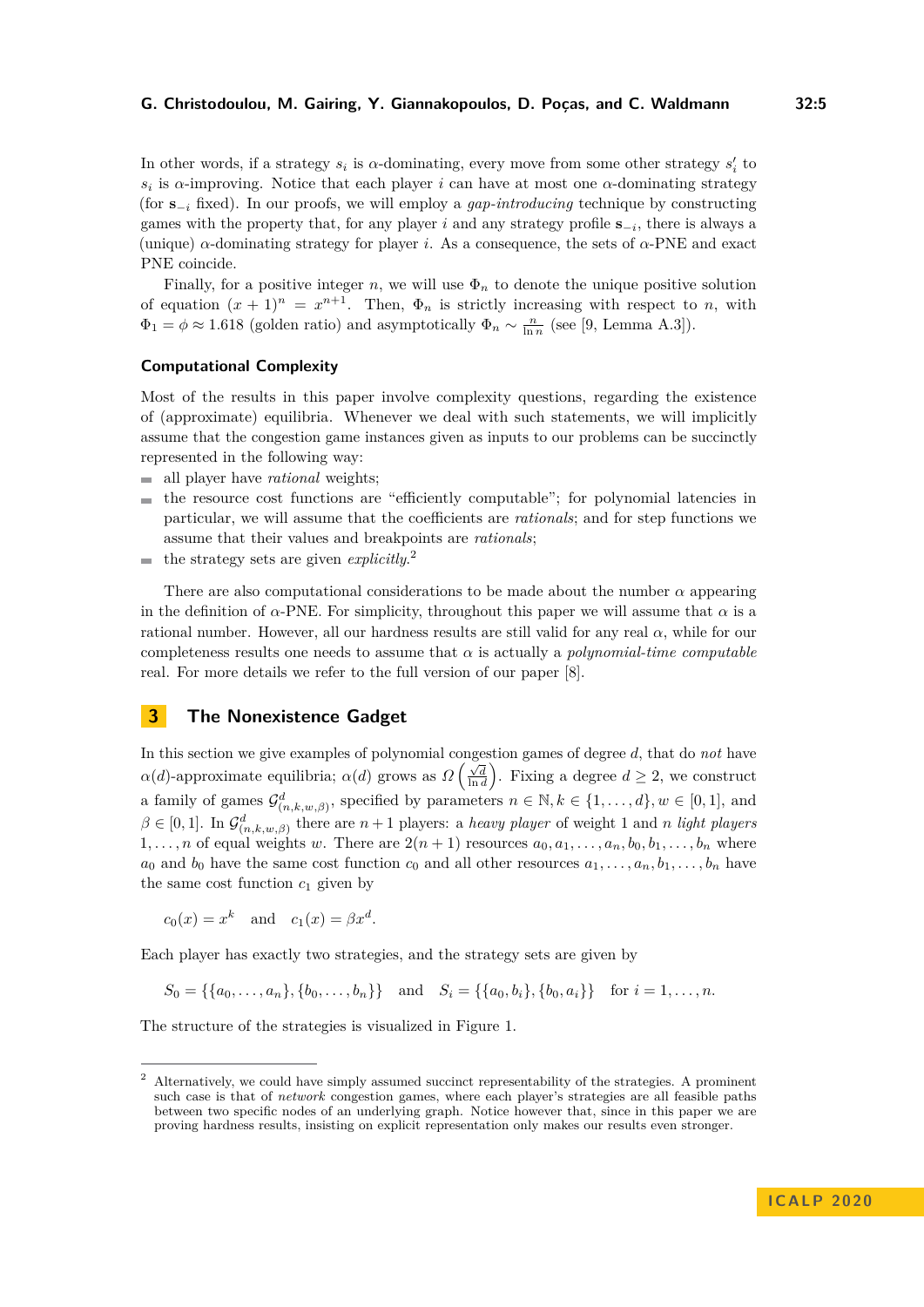In other words, if a strategy $s_i$ is $\alpha$-dominating, every move from some other strategy $s_i'$ to $s_i$ is $\alpha$-improving. Notice that each player $i$ can have at most one $\alpha$-dominating strategy (for $\mathbf{s}_{-i}$ fixed). In our proofs, we will employ a *gap-introducing* technique by constructing games with the property that, for any player $i$ and any strategy profile $\mathbf{s}_{-i}$, there is always a (unique) $\alpha$-dominating strategy for player $i$. As a consequence, the sets of $\alpha$-PNE and exact PNE coincide.

Finally, for a positive integer $n$, we will use $\Phi_n$ to denote the unique positive solution of equation $(x+1)^n = x^{n+1}$. Then, $\Phi_n$ is strictly increasing with respect to $n$, with $\Phi_1 = \phi \approx 1.618$ (golden ratio) and asymptotically $\Phi_n \sim \frac{n}{\ln n}$ (see [9, Lemma A.3]).

### Computational Complexity

Most of the results in this paper involve complexity questions, regarding the existence of (approximate) equilibria. Whenever we deal with such statements, we will implicitly assume that the congestion game instances given as inputs to our problems can be succinctly represented in the following way:

- all player have *rational* weights;
- the resource cost functions are "efficiently computable"; for polynomial latencies in particular, we will assume that the coefficients are *rationals*; and for step functions we assume that their values and breakpoints are *rationals*;
- the strategy sets are given *explicitly*.[2]

There are also computational considerations to be made about the number $\alpha$ appearing in the definition of $\alpha$-PNE. For simplicity, throughout this paper we will assume that $\alpha$ is a rational number. However, all our hardness results are still valid for any real $\alpha$, while for our completeness results one needs to assume that $\alpha$ is actually a *polynomial-time computable* real. For more details we refer to the full version of our paper [8].

## 3 The Nonexistence Gadget

In this section we give examples of polynomial congestion games of degree $d$, that do *not* have $\alpha(d)$-approximate equilibria; $\alpha(d)$ grows as $\Omega\left(\frac{\sqrt{d}}{\ln d}\right)$. Fixing a degree $d \geq 2$, we construct a family of games $\mathcal{G}^d_{(n,k,w,\beta)}$, specified by parameters $n \in \mathbb{N}, k \in \{1, \dots, d\}, w \in [0,1]$, and $\beta \in [0,1]$. In $\mathcal{G}^d_{(n,k,w,\beta)}$ there are $n+1$ players: a *heavy player* of weight 1 and $n$ *light players* $1, \dots, n$ of equal weights $w$. There are $2(n+1)$ resources $a_0, a_1, \dots, a_n, b_0, b_1, \dots, b_n$ where $a_0$ and $b_0$ have the same cost function $c_0$ and all other resources $a_1, \dots, a_n, b_1, \dots, b_n$ have the same cost function $c_1$ given by

$$c_0(x) = x^k \quad \text{and} \quad c_1(x) = \beta x^d.$$

Each player has exactly two strategies, and the strategy sets are given by

$$S_0 = \{\{a_0, \dots, a_n\}, \{b_0, \dots, b_n\}\} \quad \text{and} \quad S_i = \{\{a_0, b_i\}, \{b_0, a_i\}\} \quad \text{for } i = 1, \dots, n.$$

The structure of the strategies is visualized in Figure 1.

[2] Alternatively, we could have simply assumed succinct representability of the strategies. A prominent such case is that of *network* congestion games, where each player's strategies are all feasible paths between two specific nodes of an underlying graph. Notice however that, since in this paper we are proving hardness results, insisting on explicit representation only makes our results even stronger.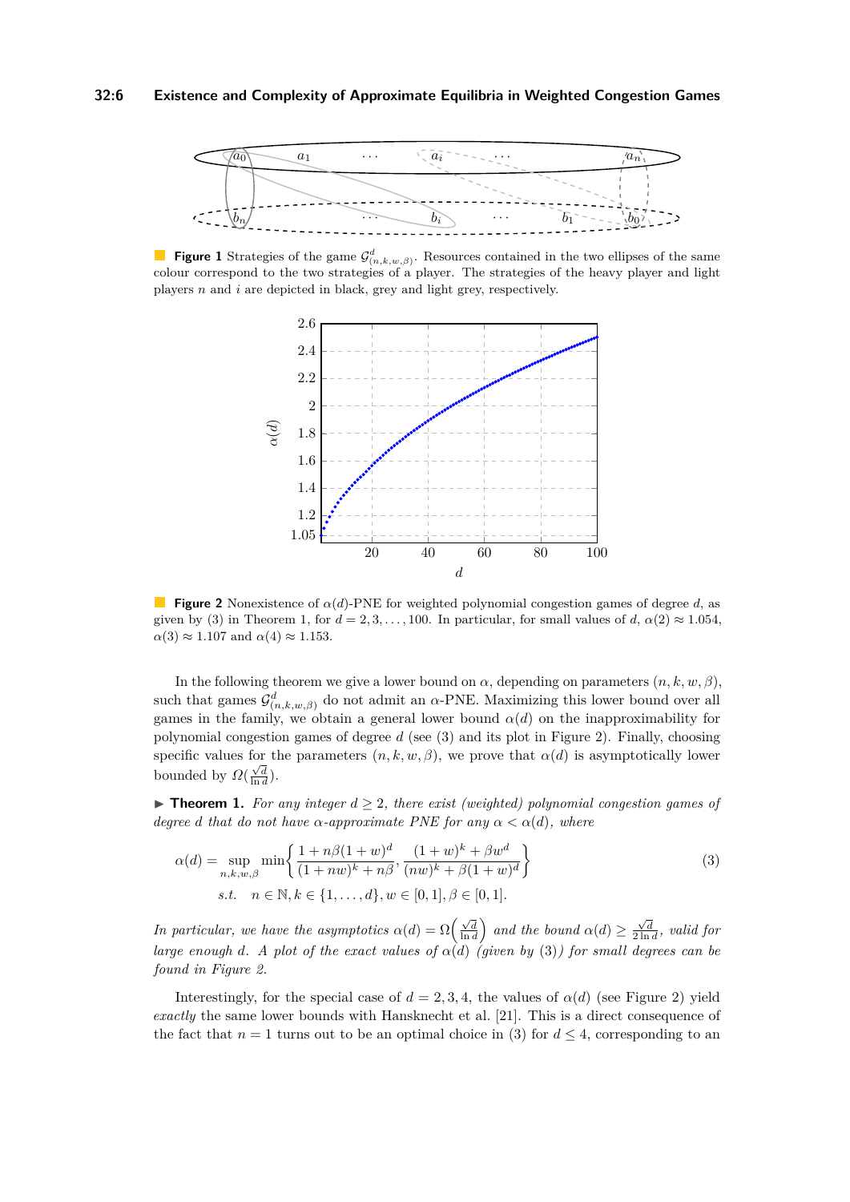**Figure 1** Strategies of the game $\mathcal{G}^d_{(n,k,w,\beta)}$. Resources contained in the two ellipses of the same colour correspond to the two strategies of a player. The strategies of the heavy player and light players $n$ and $i$ are depicted in black, grey and light grey, respectively.

**Figure 2** Nonexistence of $\alpha(d)$-PNE for weighted polynomial congestion games of degree $d$, as given by (3) in Theorem 1, for $d = 2, 3, \ldots, 100$. In particular, for small values of $d$, $\alpha(2) \approx 1.054$, $\alpha(3) \approx 1.107$ and $\alpha(4) \approx 1.153$.

In the following theorem we give a lower bound on $\alpha$, depending on parameters $(n, k, w, \beta)$, such that games $\mathcal{G}^d_{(n,k,w,\beta)}$ do not admit an $\alpha$-PNE. Maximizing this lower bound over all games in the family, we obtain a general lower bound $\alpha(d)$ on the inapproximability for polynomial congestion games of degree $d$ (see (3) and its plot in Figure 2). Finally, choosing specific values for the parameters $(n, k, w, \beta)$, we prove that $\alpha(d)$ is asymptotically lower bounded by $\Omega(\frac{\sqrt{d}}{\ln d})$.

► **Theorem 1.** *For any integer $d \geq 2$, there exist (weighted) polynomial congestion games of degree $d$ that do not have $\alpha$-approximate PNE for any $\alpha < \alpha(d)$, where*

$$\alpha(d) = \sup_{n,k,w,\beta} \min \left\{ \frac{1 + n\beta(1+w)^d}{(1+nw)^k + n\beta}, \frac{(1+w)^k + \beta w^d}{(nw)^k + \beta(1+w)^d} \right\} \tag{3}$$
$$\text{s.t.} \quad n \in \mathbb{N}, k \in \{1, \ldots, d\}, w \in [0,1], \beta \in [0,1].$$

*In particular, we have the asymptotics $\alpha(d) = \Omega\left(\frac{\sqrt{d}}{\ln d}\right)$ and the bound $\alpha(d) \geq \frac{\sqrt{d}}{2 \ln d}$, valid for large enough $d$. A plot of the exact values of $\alpha(d)$ (given by (3)) for small degrees can be found in Figure 2.*

Interestingly, for the special case of $d = 2, 3, 4$, the values of $\alpha(d)$ (see Figure 2) yield *exactly* the same lower bounds with Hansknecht et al. [21]. This is a direct consequence of the fact that $n = 1$ turns out to be an optimal choice in (3) for $d \leq 4$, corresponding to an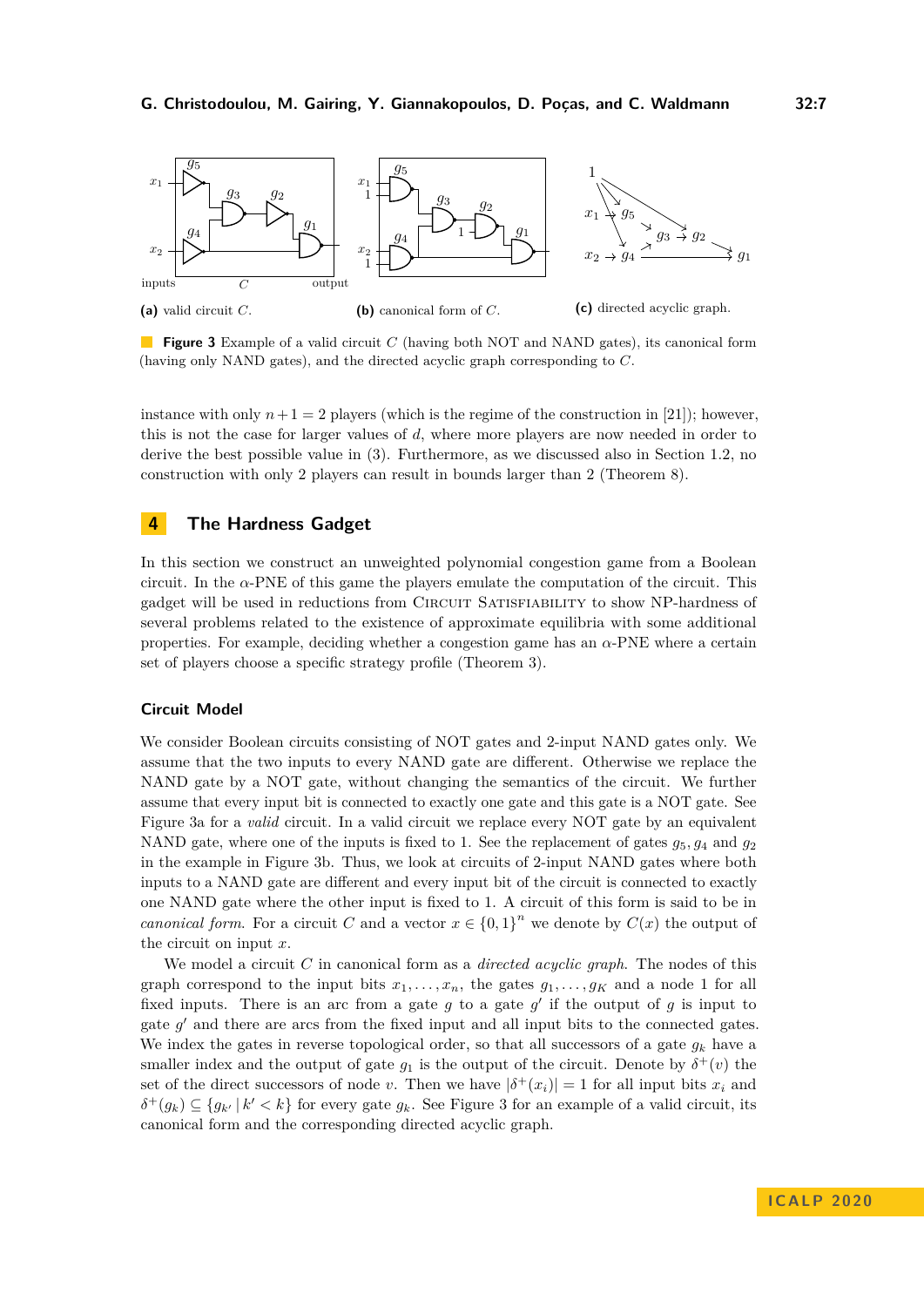(a) valid circuit $C$. (b) canonical form of $C$. (c) directed acyclic graph.

**Figure 3** Example of a valid circuit $C$ (having both NOT and NAND gates), its canonical form (having only NAND gates), and the directed acyclic graph corresponding to $C$.

instance with only $n+1 = 2$ players (which is the regime of the construction in [21]); however, this is not the case for larger values of $d$, where more players are now needed in order to derive the best possible value in (3). Furthermore, as we discussed also in Section 1.2, no construction with only 2 players can result in bounds larger than 2 (Theorem 8).

## 4 The Hardness Gadget

In this section we construct an unweighted polynomial congestion game from a Boolean circuit. In the $\alpha$-PNE of this game the players emulate the computation of the circuit. This gadget will be used in reductions from Circuit Satisfiability to show NP-hardness of several problems related to the existence of approximate equilibria with some additional properties. For example, deciding whether a congestion game has an $\alpha$-PNE where a certain set of players choose a specific strategy profile (Theorem 3).

### Circuit Model

We consider Boolean circuits consisting of NOT gates and 2-input NAND gates only. We assume that the two inputs to every NAND gate are different. Otherwise we replace the NAND gate by a NOT gate, without changing the semantics of the circuit. We further assume that every input bit is connected to exactly one gate and this gate is a NOT gate. See Figure 3a for a *valid* circuit. In a valid circuit we replace every NOT gate by an equivalent NAND gate, where one of the inputs is fixed to 1. See the replacement of gates $g_5, g_4$ and $g_2$ in the example in Figure 3b. Thus, we look at circuits of 2-input NAND gates where both inputs to a NAND gate are different and every input bit of the circuit is connected to exactly one NAND gate where the other input is fixed to 1. A circuit of this form is said to be in *canonical form*. For a circuit $C$ and a vector $x \in \{0,1\}^n$ we denote by $C(x)$ the output of the circuit on input $x$.

We model a circuit $C$ in canonical form as a *directed acyclic graph*. The nodes of this graph correspond to the input bits $x_1, \ldots, x_n$, the gates $g_1, \ldots, g_K$ and a node 1 for all fixed inputs. There is an arc from a gate $g$ to a gate $g'$ if the output of $g$ is input to gate $g'$ and there are arcs from the fixed input and all input bits to the connected gates. We index the gates in reverse topological order, so that all successors of a gate $g_k$ have a smaller index and the output of gate $g_1$ is the output of the circuit. Denote by $\delta^+(v)$ the set of the direct successors of node $v$. Then we have $|\delta^+(x_i)| = 1$ for all input bits $x_i$ and $\delta^+(g_k) \subseteq \{g_{k'} \,|\, k' < k\}$ for every gate $g_k$. See Figure 3 for an example of a valid circuit, its canonical form and the corresponding directed acyclic graph.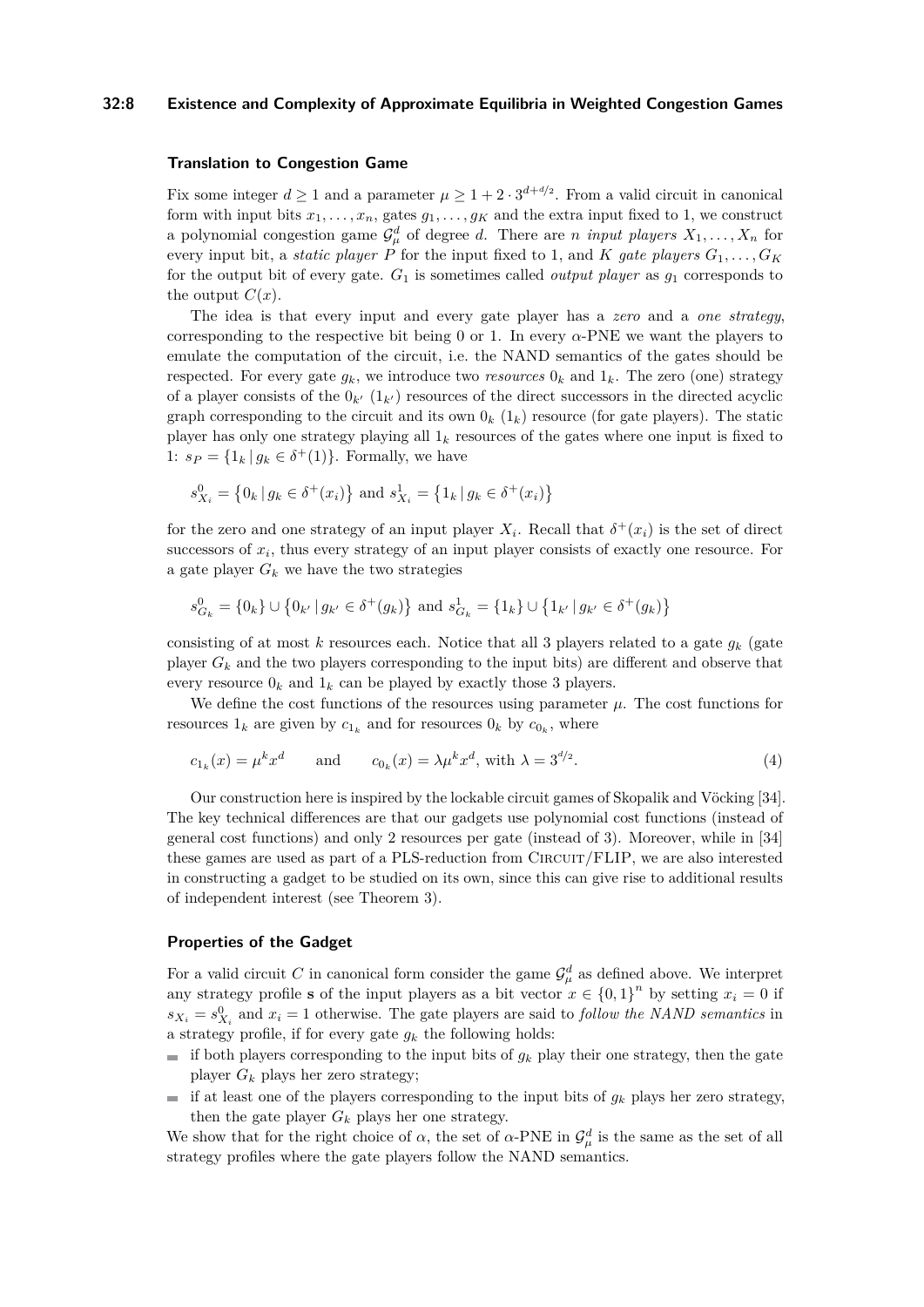### Translation to Congestion Game

Fix some integer $d \geq 1$ and a parameter $\mu \geq 1 + 2 \cdot 3^{d+d/2}$. From a valid circuit in canonical form with input bits $x_1, \ldots, x_n$, gates $g_1, \ldots, g_K$ and the extra input fixed to 1, we construct a polynomial congestion game $\mathcal{G}_\mu^d$ of degree $d$. There are $n$ *input players* $X_1, \ldots, X_n$ for every input bit, a *static player* $P$ for the input fixed to 1, and $K$ *gate players* $G_1, \ldots, G_K$ for the output bit of every gate. $G_1$ is sometimes called *output player* as $g_1$ corresponds to the output $C(x)$.

The idea is that every input and every gate player has a *zero* and a *one strategy*, corresponding to the respective bit being 0 or 1. In every $\alpha$-PNE we want the players to emulate the computation of the circuit, i.e. the NAND semantics of the gates should be respected. For every gate $g_k$, we introduce two *resources* $0_k$ and $1_k$. The zero (one) strategy of a player consists of the $0_{k'}$ ($1_{k'}$) resources of the direct successors in the directed acyclic graph corresponding to the circuit and its own $0_k$ ($1_k$) resource (for gate players). The static player has only one strategy playing all $1_k$ resources of the gates where one input is fixed to 1: $s_P = \{1_k \,|\, g_k \in \delta^+(1)\}$. Formally, we have

$$s_{X_i}^0 = \left\{0_k \,|\, g_k \in \delta^+(x_i)\right\} \text{ and } s_{X_i}^1 = \left\{1_k \,|\, g_k \in \delta^+(x_i)\right\}$$

for the zero and one strategy of an input player $X_i$. Recall that $\delta^+(x_i)$ is the set of direct successors of $x_i$, thus every strategy of an input player consists of exactly one resource. For a gate player $G_k$ we have the two strategies

$$s_{G_k}^0 = \{0_k\} \cup \left\{0_{k'} \,|\, g_{k'} \in \delta^+(g_k)\right\} \text{ and } s_{G_k}^1 = \{1_k\} \cup \left\{1_{k'} \,|\, g_{k'} \in \delta^+(g_k)\right\}$$

consisting of at most $k$ resources each. Notice that all 3 players related to a gate $g_k$ (gate player $G_k$ and the two players corresponding to the input bits) are different and observe that every resource $0_k$ and $1_k$ can be played by exactly those 3 players.

We define the cost functions of the resources using parameter $\mu$. The cost functions for resources $1_k$ are given by $c_{1_k}$ and for resources $0_k$ by $c_{0_k}$, where

$$c_{1_k}(x) = \mu^k x^d \qquad \text{and} \qquad c_{0_k}(x) = \lambda \mu^k x^d, \text{ with } \lambda = 3^{d/2}. \tag{4}$$

Our construction here is inspired by the lockable circuit games of Skopalik and Vöcking [34]. The key technical differences are that our gadgets use polynomial cost functions (instead of general cost functions) and only 2 resources per gate (instead of 3). Moreover, while in [34] these games are used as part of a PLS-reduction from CIRCUIT/FLIP, we are also interested in constructing a gadget to be studied on its own, since this can give rise to additional results of independent interest (see Theorem 3).

### Properties of the Gadget

For a valid circuit $C$ in canonical form consider the game $\mathcal{G}_\mu^d$ as defined above. We interpret any strategy profile $\mathbf{s}$ of the input players as a bit vector $x \in \{0,1\}^n$ by setting $x_i = 0$ if $s_{X_i} = s_{X_i}^0$ and $x_i = 1$ otherwise. The gate players are said to *follow the NAND semantics* in a strategy profile, if for every gate $g_k$ the following holds:

- if both players corresponding to the input bits of $g_k$ play their one strategy, then the gate player $G_k$ plays her zero strategy;
- if at least one of the players corresponding to the input bits of $g_k$ plays her zero strategy, then the gate player $G_k$ plays her one strategy.

We show that for the right choice of $\alpha$, the set of $\alpha$-PNE in $\mathcal{G}_\mu^d$ is the same as the set of all strategy profiles where the gate players follow the NAND semantics.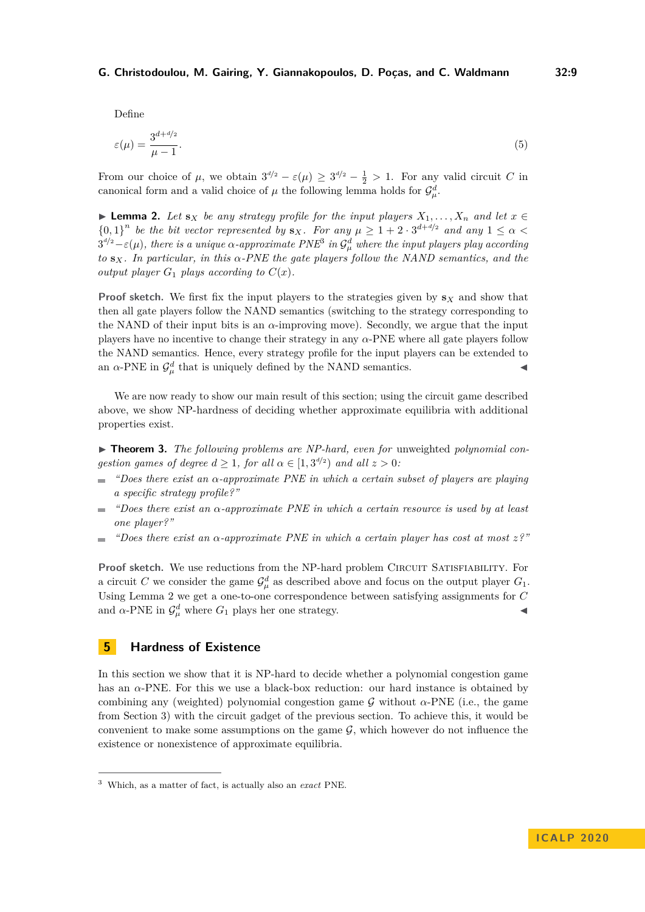Define

$$\varepsilon(\mu) = \frac{3^{d+d/2}}{\mu - 1}. \tag{5}$$

From our choice of $\mu$, we obtain $3^{d/2} - \varepsilon(\mu) \geq 3^{d/2} - \frac{1}{2} > 1$. For any valid circuit $C$ in canonical form and a valid choice of $\mu$ the following lemma holds for $\mathcal{G}_\mu^d$.

▶ **Lemma 2.** *Let $\mathbf{s}_X$ be any strategy profile for the input players $X_1, \ldots, X_n$ and let $x \in \{0,1\}^n$ be the bit vector represented by $\mathbf{s}_X$. For any $\mu \geq 1 + 2 \cdot 3^{d+d/2}$ and any $1 \leq \alpha < 3^{d/2} - \varepsilon(\mu)$, there is a unique $\alpha$-approximate PNE[3] in $\mathcal{G}_\mu^d$ where the input players play according to $\mathbf{s}_X$. In particular, in this $\alpha$-PNE the gate players follow the NAND semantics, and the output player $G_1$ plays according to $C(x)$.*

**Proof sketch.** We first fix the input players to the strategies given by $\mathbf{s}_X$ and show that then all gate players follow the NAND semantics (switching to the strategy corresponding to the NAND of their input bits is an $\alpha$-improving move). Secondly, we argue that the input players have no incentive to change their strategy in any $\alpha$-PNE where all gate players follow the NAND semantics. Hence, every strategy profile for the input players can be extended to an $\alpha$-PNE in $\mathcal{G}_\mu^d$ that is uniquely defined by the NAND semantics. ◀

We are now ready to show our main result of this section; using the circuit game described above, we show NP-hardness of deciding whether approximate equilibria with additional properties exist.

▶ **Theorem 3.** *The following problems are NP-hard, even for* unweighted *polynomial congestion games of degree $d \geq 1$, for all $\alpha \in [1, 3^{d/2})$ and all $z > 0$:*

- *"Does there exist an $\alpha$-approximate PNE in which a certain subset of players are playing a specific strategy profile?"*
- *"Does there exist an $\alpha$-approximate PNE in which a certain resource is used by at least one player?"*
- *"Does there exist an $\alpha$-approximate PNE in which a certain player has cost at most $z$?"*

**Proof sketch.** We use reductions from the NP-hard problem Circuit Satisfiability. For a circuit $C$ we consider the game $\mathcal{G}_\mu^d$ as described above and focus on the output player $G_1$. Using Lemma 2 we get a one-to-one correspondence between satisfying assignments for $C$ and $\alpha$-PNE in $\mathcal{G}_\mu^d$ where $G_1$ plays her one strategy. ◀

## 5 Hardness of Existence

In this section we show that it is NP-hard to decide whether a polynomial congestion game has an $\alpha$-PNE. For this we use a black-box reduction: our hard instance is obtained by combining any (weighted) polynomial congestion game $\mathcal{G}$ without $\alpha$-PNE (i.e., the game from Section 3) with the circuit gadget of the previous section. To achieve this, it would be convenient to make some assumptions on the game $\mathcal{G}$, which however do not influence the existence or nonexistence of approximate equilibria.

[3] Which, as a matter of fact, is actually also an *exact* PNE.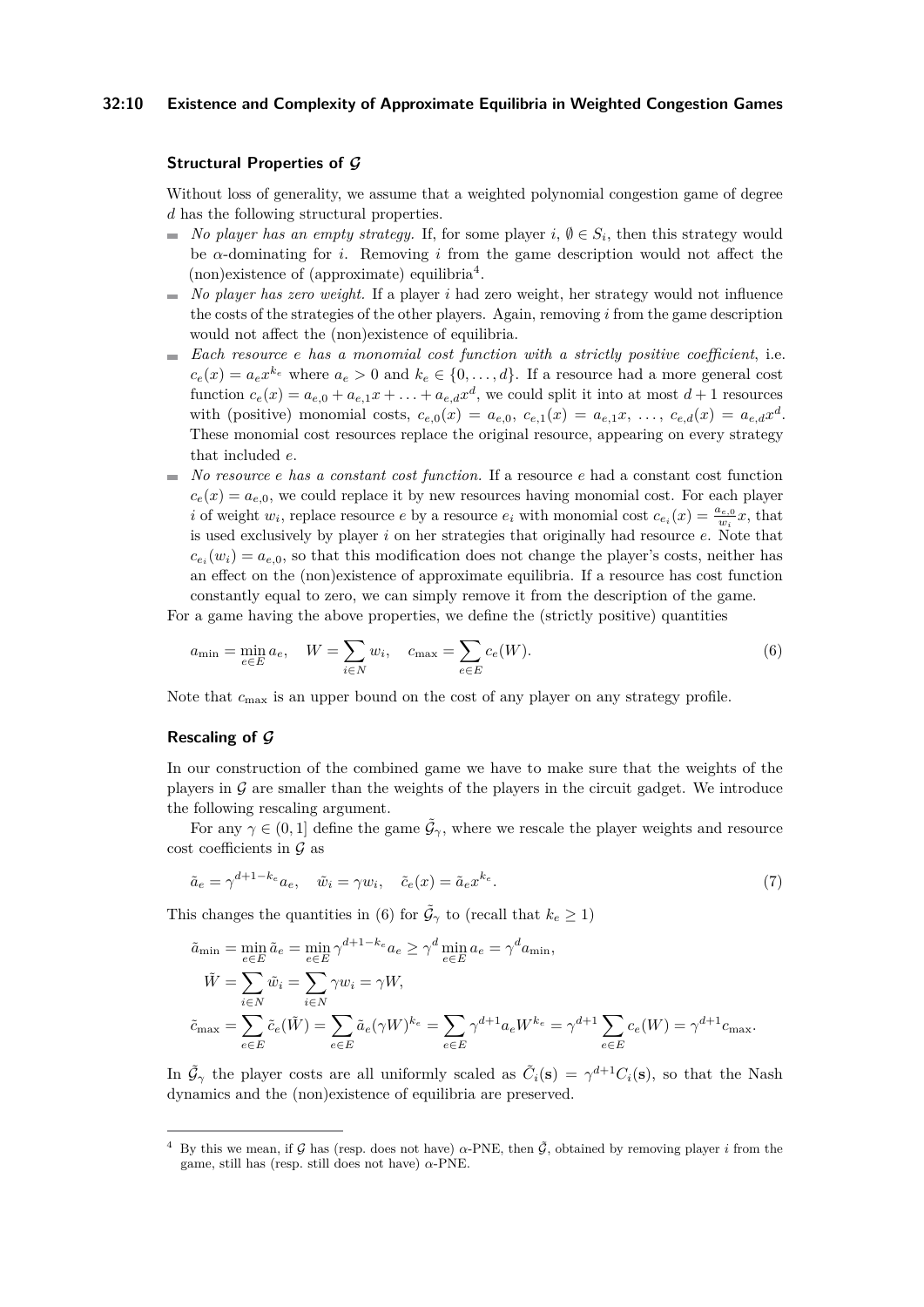### Structural Properties of $\mathcal{G}$

Without loss of generality, we assume that a weighted polynomial congestion game of degree $d$ has the following structural properties.

- *No player has an empty strategy.* If, for some player $i$, $\emptyset \in S_i$, then this strategy would be $\alpha$-dominating for $i$. Removing $i$ from the game description would not affect the (non)existence of (approximate) equilibria[4].
- *No player has zero weight.* If a player $i$ had zero weight, her strategy would not influence the costs of the strategies of the other players. Again, removing $i$ from the game description would not affect the (non)existence of equilibria.
- *Each resource $e$ has a monomial cost function with a strictly positive coefficient*, i.e. $c_e(x) = a_e x^{k_e}$ where $a_e > 0$ and $k_e \in \{0, \dots, d\}$. If a resource had a more general cost function $c_e(x) = a_{e,0} + a_{e,1}x + \dots + a_{e,d}x^d$, we could split it into at most $d+1$ resources with (positive) monomial costs, $c_{e,0}(x) = a_{e,0}$, $c_{e,1}(x) = a_{e,1}x$, $\dots$, $c_{e,d}(x) = a_{e,d}x^d$. These monomial cost resources replace the original resource, appearing on every strategy that included $e$.
- *No resource $e$ has a constant cost function.* If a resource $e$ had a constant cost function $c_e(x) = a_{e,0}$, we could replace it by new resources having monomial cost. For each player $i$ of weight $w_i$, replace resource $e$ by a resource $e_i$ with monomial cost $c_{e_i}(x) = \frac{a_{e,0}}{w_i}x$, that is used exclusively by player $i$ on her strategies that originally had resource $e$. Note that $c_{e_i}(w_i) = a_{e,0}$, so that this modification does not change the player's costs, neither has an effect on the (non)existence of approximate equilibria. If a resource has cost function constantly equal to zero, we can simply remove it from the description of the game.

For a game having the above properties, we define the (strictly positive) quantities

$$a_{\min} = \min_{e \in E} a_e, \quad W = \sum_{i \in N} w_i, \quad c_{\max} = \sum_{e \in E} c_e(W). \tag{6}$$

Note that $c_{\max}$ is an upper bound on the cost of any player on any strategy profile.

### Rescaling of $\mathcal{G}$

In our construction of the combined game we have to make sure that the weights of the players in $\mathcal{G}$ are smaller than the weights of the players in the circuit gadget. We introduce the following rescaling argument.

For any $\gamma \in (0, 1]$ define the game $\tilde{\mathcal{G}}_\gamma$, where we rescale the player weights and resource cost coefficients in $\mathcal{G}$ as

$$\tilde{a}_e = \gamma^{d+1-k_e} a_e, \quad \tilde{w}_i = \gamma w_i, \quad \tilde{c}_e(x) = \tilde{a}_e x^{k_e}. \tag{7}$$

This changes the quantities in (6) for $\tilde{\mathcal{G}}_\gamma$ to (recall that $k_e \geq 1$)

$$\begin{aligned}
\tilde{a}_{\min} &= \min_{e \in E} \tilde{a}_e = \min_{e \in E} \gamma^{d+1-k_e} a_e \geq \gamma^d \min_{e \in E} a_e = \gamma^d a_{\min}, \\
\tilde{W} &= \sum_{i \in N} \tilde{w}_i = \sum_{i \in N} \gamma w_i = \gamma W, \\
\tilde{c}_{\max} &= \sum_{e \in E} \tilde{c}_e(\tilde{W}) = \sum_{e \in E} \tilde{a}_e (\gamma W)^{k_e} = \sum_{e \in E} \gamma^{d+1} a_e W^{k_e} = \gamma^{d+1} \sum_{e \in E} c_e(W) = \gamma^{d+1} c_{\max}.
\end{aligned}$$

In $\tilde{\mathcal{G}}_\gamma$ the player costs are all uniformly scaled as $\tilde{C}_i(\mathbf{s}) = \gamma^{d+1} C_i(\mathbf{s})$, so that the Nash dynamics and the (non)existence of equilibria are preserved.

---

[4] By this we mean, if $\mathcal{G}$ has (resp. does not have) $\alpha$-PNE, then $\tilde{\mathcal{G}}$, obtained by removing player $i$ from the game, still has (resp. still does not have) $\alpha$-PNE.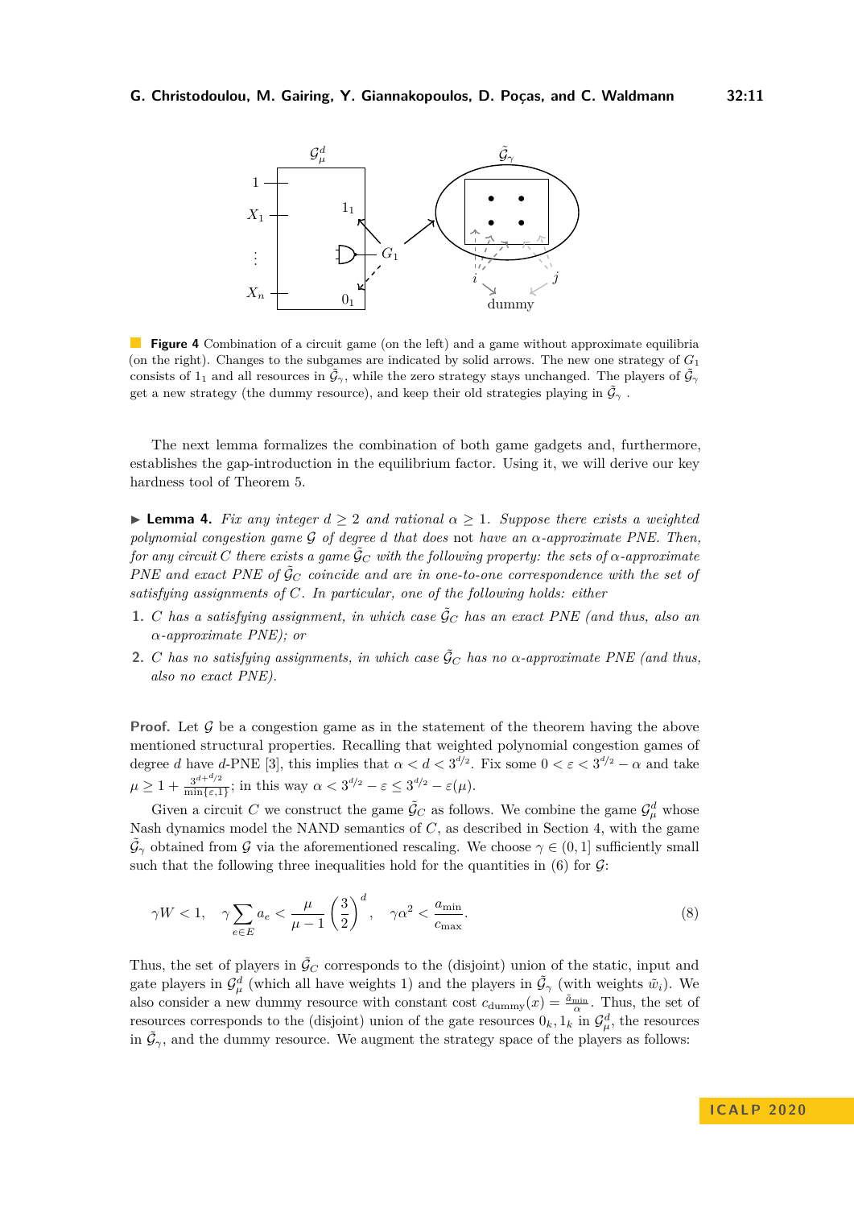**Figure 4** Combination of a circuit game (on the left) and a game without approximate equilibria (on the right). Changes to the subgames are indicated by solid arrows. The new one strategy of $G_1$ consists of $1_1$ and all resources in $\tilde{\mathcal{G}}_\gamma$, while the zero strategy stays unchanged. The players of $\tilde{\mathcal{G}}_\gamma$ get a new strategy (the dummy resource), and keep their old strategies playing in $\tilde{\mathcal{G}}_\gamma$ .

The next lemma formalizes the combination of both game gadgets and, furthermore, establishes the gap-introduction in the equilibrium factor. Using it, we will derive our key hardness tool of Theorem 5.

▶ **Lemma 4.** *Fix any integer $d \geq 2$ and rational $\alpha \geq 1$. Suppose there exists a weighted polynomial congestion game $\mathcal{G}$ of degree $d$ that does* not *have an $\alpha$-approximate PNE. Then, for any circuit $C$ there exists a game $\tilde{\mathcal{G}}_C$ with the following property: the sets of $\alpha$-approximate PNE and exact PNE of $\tilde{\mathcal{G}}_C$ coincide and are in one-to-one correspondence with the set of satisfying assignments of $C$. In particular, one of the following holds: either*

1. *$C$ has a satisfying assignment, in which case $\tilde{\mathcal{G}}_C$ has an exact PNE (and thus, also an $\alpha$-approximate PNE); or*
2. *$C$ has no satisfying assignments, in which case $\tilde{\mathcal{G}}_C$ has no $\alpha$-approximate PNE (and thus, also no exact PNE).*

**Proof.** Let $\mathcal{G}$ be a congestion game as in the statement of the theorem having the above mentioned structural properties. Recalling that weighted polynomial congestion games of degree $d$ have $d$-PNE [3], this implies that $\alpha < d < 3^{d/2}$. Fix some $0 < \varepsilon < 3^{d/2} - \alpha$ and take $\mu \geq 1 + \frac{3^{d+d/2}}{\min\{\varepsilon,1\}}$; in this way $\alpha < 3^{d/2} - \varepsilon \leq 3^{d/2} - \varepsilon(\mu)$.

Given a circuit $C$ we construct the game $\tilde{\mathcal{G}}_C$ as follows. We combine the game $\mathcal{G}_\mu^d$ whose Nash dynamics model the NAND semantics of $C$, as described in Section 4, with the game $\tilde{\mathcal{G}}_\gamma$ obtained from $\mathcal{G}$ via the aforementioned rescaling. We choose $\gamma \in (0, 1]$ sufficiently small such that the following three inequalities hold for the quantities in (6) for $\mathcal{G}$:

$$\gamma W < 1, \quad \gamma \sum_{e \in E} a_e < \frac{\mu}{\mu - 1}\left(\frac{3}{2}\right)^d, \quad \gamma \alpha^2 < \frac{a_{\min}}{c_{\max}}. \tag{8}$$

Thus, the set of players in $\tilde{\mathcal{G}}_C$ corresponds to the (disjoint) union of the static, input and gate players in $\mathcal{G}_\mu^d$ (which all have weights 1) and the players in $\tilde{\mathcal{G}}_\gamma$ (with weights $\tilde{w}_i$). We also consider a new dummy resource with constant cost $c_{\text{dummy}}(x) = \frac{\tilde{a}_{\min}}{\alpha}$. Thus, the set of resources corresponds to the (disjoint) union of the gate resources $0_k, 1_k$ in $\mathcal{G}_\mu^d$, the resources in $\tilde{\mathcal{G}}_\gamma$, and the dummy resource. We augment the strategy space of the players as follows: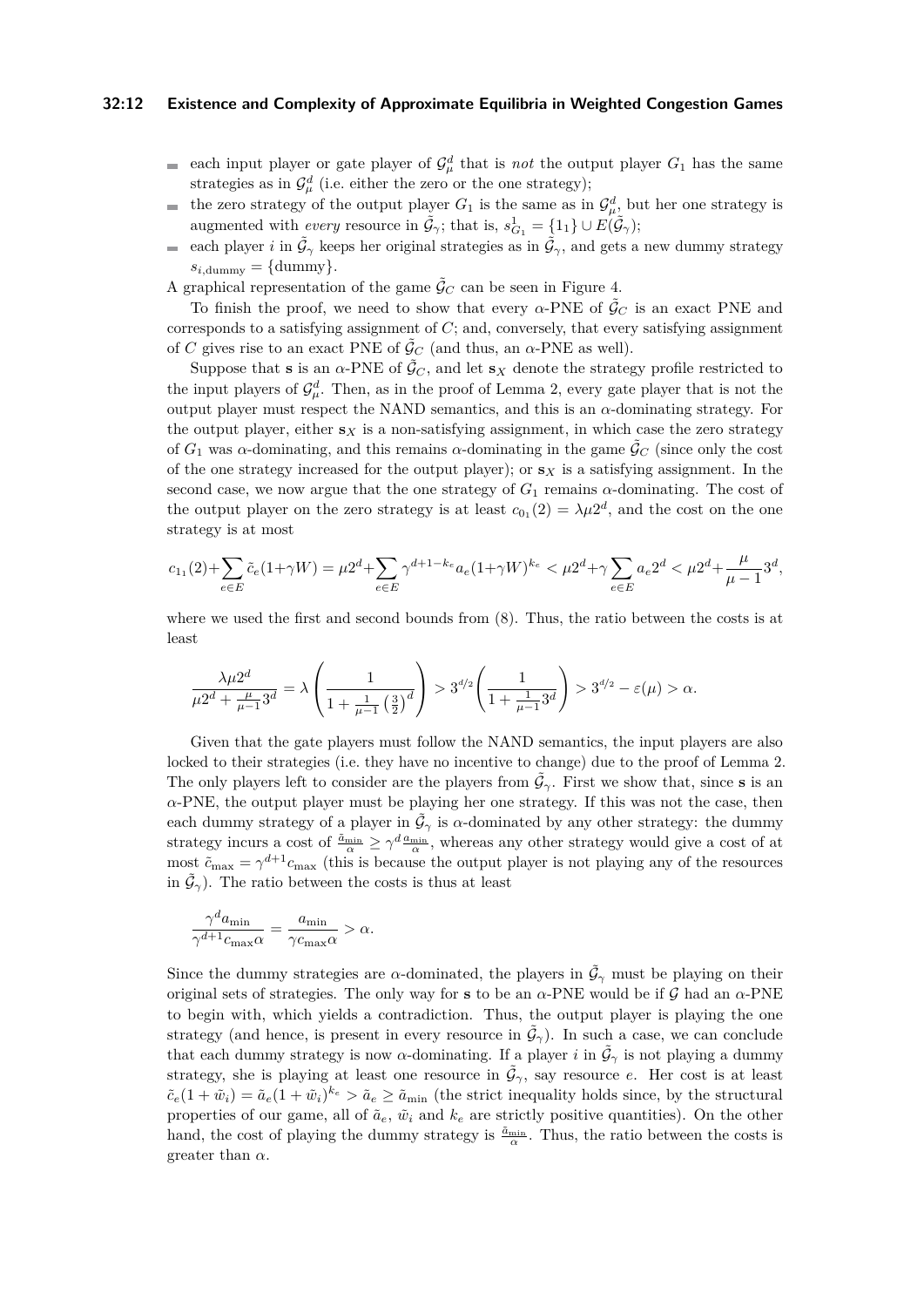- each input player or gate player of $\mathcal{G}^d_\mu$ that is *not* the output player $G_1$ has the same strategies as in $\mathcal{G}^d_\mu$ (i.e. either the zero or the one strategy);
- the zero strategy of the output player $G_1$ is the same as in $\mathcal{G}^d_\mu$, but her one strategy is augmented with *every* resource in $\tilde{\mathcal{G}}_\gamma$; that is, $s^1_{G_1} = \{1_1\} \cup E(\tilde{\mathcal{G}}_\gamma)$;
- each player $i$ in $\tilde{\mathcal{G}}_\gamma$ keeps her original strategies as in $\tilde{\mathcal{G}}_\gamma$, and gets a new dummy strategy $s_{i,\text{dummy}} = \{\text{dummy}\}$.

A graphical representation of the game $\tilde{\mathcal{G}}_C$ can be seen in Figure 4.

To finish the proof, we need to show that every $\alpha$-PNE of $\tilde{\mathcal{G}}_C$ is an exact PNE and corresponds to a satisfying assignment of $C$; and, conversely, that every satisfying assignment of $C$ gives rise to an exact PNE of $\tilde{\mathcal{G}}_C$ (and thus, an $\alpha$-PNE as well).

Suppose that $\mathbf{s}$ is an $\alpha$-PNE of $\tilde{\mathcal{G}}_C$, and let $\mathbf{s}_X$ denote the strategy profile restricted to the input players of $\mathcal{G}^d_\mu$. Then, as in the proof of Lemma 2, every gate player that is not the output player must respect the NAND semantics, and this is an $\alpha$-dominating strategy. For the output player, either $\mathbf{s}_X$ is a non-satisfying assignment, in which case the zero strategy of $G_1$ was $\alpha$-dominating, and this remains $\alpha$-dominating in the game $\tilde{\mathcal{G}}_C$ (since only the cost of the one strategy increased for the output player); or $\mathbf{s}_X$ is a satisfying assignment. In the second case, we now argue that the one strategy of $G_1$ remains $\alpha$-dominating. The cost of the output player on the zero strategy is at least $c_{0_1}(2) = \lambda\mu 2^d$, and the cost on the one strategy is at most

$$c_{1_1}(2)+\sum_{e\in E}\tilde{c}_e(1+\gamma W) = \mu 2^d+\sum_{e\in E}\gamma^{d+1-k_e}a_e(1+\gamma W)^{k_e} < \mu 2^d+\gamma\sum_{e\in E}a_e 2^d < \mu 2^d+\frac{\mu}{\mu-1}3^d,$$

where we used the first and second bounds from (8). Thus, the ratio between the costs is at least

$$\frac{\lambda\mu 2^d}{\mu 2^d+\frac{\mu}{\mu-1}3^d} = \lambda\left(\frac{1}{1+\frac{1}{\mu-1}\left(\frac{3}{2}\right)^d}\right) > 3^{d/2}\left(\frac{1}{1+\frac{1}{\mu-1}3^d}\right) > 3^{d/2}-\varepsilon(\mu) > \alpha.$$

Given that the gate players must follow the NAND semantics, the input players are also locked to their strategies (i.e. they have no incentive to change) due to the proof of Lemma 2. The only players left to consider are the players from $\tilde{\mathcal{G}}_\gamma$. First we show that, since $\mathbf{s}$ is an $\alpha$-PNE, the output player must be playing her one strategy. If this was not the case, then each dummy strategy of a player in $\tilde{\mathcal{G}}_\gamma$ is $\alpha$-dominated by any other strategy: the dummy strategy incurs a cost of $\frac{\tilde{a}_{\min}}{\alpha} \geq \gamma^d\frac{a_{\min}}{\alpha}$, whereas any other strategy would give a cost of at most $\tilde{c}_{\max} = \gamma^{d+1}c_{\max}$ (this is because the output player is not playing any of the resources in $\tilde{\mathcal{G}}_\gamma$). The ratio between the costs is thus at least

$$\frac{\gamma^d a_{\min}}{\gamma^{d+1}c_{\max}\alpha} = \frac{a_{\min}}{\gamma c_{\max}\alpha} > \alpha.$$

Since the dummy strategies are $\alpha$-dominated, the players in $\tilde{\mathcal{G}}_\gamma$ must be playing on their original sets of strategies. The only way for $\mathbf{s}$ to be an $\alpha$-PNE would be if $\mathcal{G}$ had an $\alpha$-PNE to begin with, which yields a contradiction. Thus, the output player is playing the one strategy (and hence, is present in every resource in $\tilde{\mathcal{G}}_\gamma$). In such a case, we can conclude that each dummy strategy is now $\alpha$-dominating. If a player $i$ in $\tilde{\mathcal{G}}_\gamma$ is not playing a dummy strategy, she is playing at least one resource in $\tilde{\mathcal{G}}_\gamma$, say resource $e$. Her cost is at least $\tilde{c}_e(1+\tilde{w}_i) = \tilde{a}_e(1+\tilde{w}_i)^{k_e} > \tilde{a}_e \geq \tilde{a}_{\min}$ (the strict inequality holds since, by the structural properties of our game, all of $\tilde{a}_e$, $\tilde{w}_i$ and $k_e$ are strictly positive quantities). On the other hand, the cost of playing the dummy strategy is $\frac{\tilde{a}_{\min}}{\alpha}$. Thus, the ratio between the costs is greater than $\alpha$.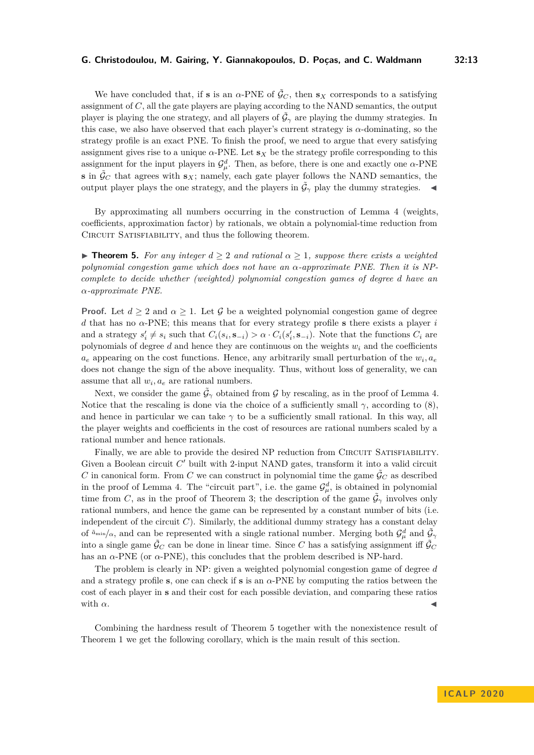We have concluded that, if $\mathbf{s}$ is an $\alpha$-PNE of $\tilde{\mathcal{G}}_C$, then $\mathbf{s}_X$ corresponds to a satisfying assignment of $C$, all the gate players are playing according to the NAND semantics, the output player is playing the one strategy, and all players of $\tilde{\mathcal{G}}_\gamma$ are playing the dummy strategies. In this case, we also have observed that each player's current strategy is $\alpha$-dominating, so the strategy profile is an exact PNE. To finish the proof, we need to argue that every satisfying assignment gives rise to a unique $\alpha$-PNE. Let $\mathbf{s}_X$ be the strategy profile corresponding to this assignment for the input players in $\mathcal{G}_\mu^d$. Then, as before, there is one and exactly one $\alpha$-PNE $\mathbf{s}$ in $\tilde{\mathcal{G}}_C$ that agrees with $\mathbf{s}_X$; namely, each gate player follows the NAND semantics, the output player plays the one strategy, and the players in $\tilde{\mathcal{G}}_\gamma$ play the dummy strategies. ◀

By approximating all numbers occurring in the construction of Lemma 4 (weights, coefficients, approximation factor) by rationals, we obtain a polynomial-time reduction from Circuit Satisfiability, and thus the following theorem.

▶ **Theorem 5.** *For any integer $d \geq 2$ and rational $\alpha \geq 1$, suppose there exists a weighted polynomial congestion game which does not have an $\alpha$-approximate PNE. Then it is NP-complete to decide whether (weighted) polynomial congestion games of degree $d$ have an $\alpha$-approximate PNE.*

**Proof.** Let $d \geq 2$ and $\alpha \geq 1$. Let $\mathcal{G}$ be a weighted polynomial congestion game of degree $d$ that has no $\alpha$-PNE; this means that for every strategy profile $\mathbf{s}$ there exists a player $i$ and a strategy $s'_i \neq s_i$ such that $C_i(s_i, \mathbf{s}_{-i}) > \alpha \cdot C_i(s'_i, \mathbf{s}_{-i})$. Note that the functions $C_i$ are polynomials of degree $d$ and hence they are continuous on the weights $w_i$ and the coefficients $a_e$ appearing on the cost functions. Hence, any arbitrarily small perturbation of the $w_i, a_e$ does not change the sign of the above inequality. Thus, without loss of generality, we can assume that all $w_i, a_e$ are rational numbers.

Next, we consider the game $\tilde{\mathcal{G}}_\gamma$ obtained from $\mathcal{G}$ by rescaling, as in the proof of Lemma 4. Notice that the rescaling is done via the choice of a sufficiently small $\gamma$, according to (8), and hence in particular we can take $\gamma$ to be a sufficiently small rational. In this way, all the player weights and coefficients in the cost of resources are rational numbers scaled by a rational number and hence rationals.

Finally, we are able to provide the desired NP reduction from Circuit Satisfiability. Given a Boolean circuit $C'$ built with 2-input NAND gates, transform it into a valid circuit $C$ in canonical form. From $C$ we can construct in polynomial time the game $\tilde{\mathcal{G}}_C$ as described in the proof of Lemma 4. The "circuit part", i.e. the game $\mathcal{G}_\mu^d$, is obtained in polynomial time from $C$, as in the proof of Theorem 3; the description of the game $\tilde{\mathcal{G}}_\gamma$ involves only rational numbers, and hence the game can be represented by a constant number of bits (i.e. independent of the circuit $C$). Similarly, the additional dummy strategy has a constant delay of $\tilde{a}_{\min}/\alpha$, and can be represented with a single rational number. Merging both $\mathcal{G}_\mu^d$ and $\tilde{\mathcal{G}}_\gamma$ into a single game $\tilde{\mathcal{G}}_C$ can be done in linear time. Since $C$ has a satisfying assignment iff $\tilde{\mathcal{G}}_C$ has an $\alpha$-PNE (or $\alpha$-PNE), this concludes that the problem described is NP-hard.

The problem is clearly in NP: given a weighted polynomial congestion game of degree $d$ and a strategy profile $\mathbf{s}$, one can check if $\mathbf{s}$ is an $\alpha$-PNE by computing the ratios between the cost of each player in $\mathbf{s}$ and their cost for each possible deviation, and comparing these ratios with $\alpha$. ◀

Combining the hardness result of Theorem 5 together with the nonexistence result of Theorem 1 we get the following corollary, which is the main result of this section.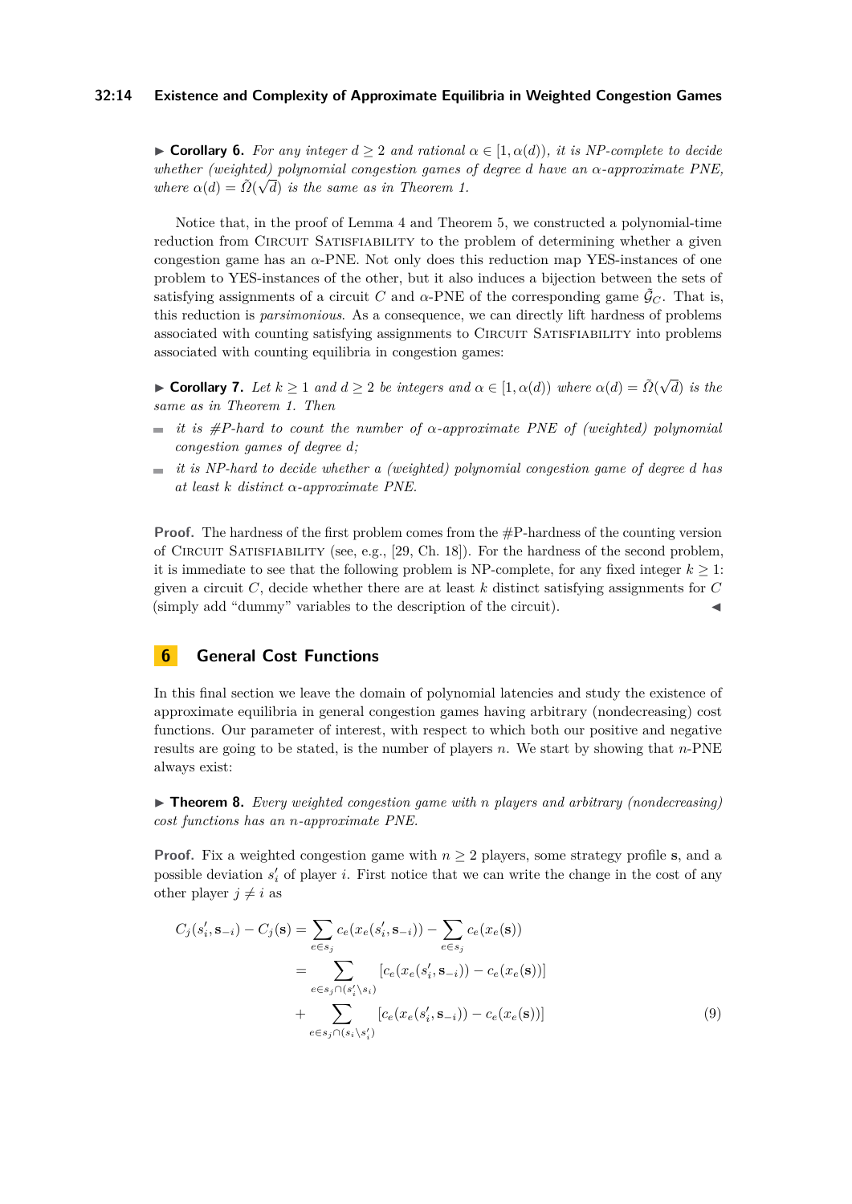▶ **Corollary 6.** *For any integer $d \geq 2$ and rational $\alpha \in [1, \alpha(d))$, it is NP-complete to decide whether (weighted) polynomial congestion games of degree $d$ have an $\alpha$-approximate PNE, where $\alpha(d) = \tilde{\Omega}(\sqrt{d})$ is the same as in Theorem 1.*

Notice that, in the proof of Lemma 4 and Theorem 5, we constructed a polynomial-time reduction from Circuit Satisfiability to the problem of determining whether a given congestion game has an $\alpha$-PNE. Not only does this reduction map YES-instances of one problem to YES-instances of the other, but it also induces a bijection between the sets of satisfying assignments of a circuit $C$ and $\alpha$-PNE of the corresponding game $\tilde{\mathcal{G}}_C$. That is, this reduction is *parsimonious*. As a consequence, we can directly lift hardness of problems associated with counting satisfying assignments to Circuit Satisfiability into problems associated with counting equilibria in congestion games:

▶ **Corollary 7.** *Let $k \geq 1$ and $d \geq 2$ be integers and $\alpha \in [1, \alpha(d))$ where $\alpha(d) = \tilde{\Omega}(\sqrt{d})$ is the same as in Theorem 1. Then*

- *it is #P-hard to count the number of $\alpha$-approximate PNE of (weighted) polynomial congestion games of degree $d$;*
- *it is NP-hard to decide whether a (weighted) polynomial congestion game of degree $d$ has at least $k$ distinct $\alpha$-approximate PNE.*

**Proof.** The hardness of the first problem comes from the #P-hardness of the counting version of Circuit Satisfiability (see, e.g., [29, Ch. 18]). For the hardness of the second problem, it is immediate to see that the following problem is NP-complete, for any fixed integer $k \geq 1$: given a circuit $C$, decide whether there are at least $k$ distinct satisfying assignments for $C$ (simply add "dummy" variables to the description of the circuit). ◀

## 6 General Cost Functions

In this final section we leave the domain of polynomial latencies and study the existence of approximate equilibria in general congestion games having arbitrary (nondecreasing) cost functions. Our parameter of interest, with respect to which both our positive and negative results are going to be stated, is the number of players $n$. We start by showing that $n$-PNE always exist:

▶ **Theorem 8.** *Every weighted congestion game with $n$ players and arbitrary (nondecreasing) cost functions has an $n$-approximate PNE.*

**Proof.** Fix a weighted congestion game with $n \geq 2$ players, some strategy profile $\mathbf{s}$, and a possible deviation $s_i'$ of player $i$. First notice that we can write the change in the cost of any other player $j \neq i$ as

$$
\begin{aligned}
C_j(s_i', \mathbf{s}_{-i}) - C_j(\mathbf{s}) &= \sum_{e \in s_j} c_e(x_e(s_i', \mathbf{s}_{-i})) - \sum_{e \in s_j} c_e(x_e(\mathbf{s})) \\
&= \sum_{e \in s_j \cap (s_i' \setminus s_i)} [c_e(x_e(s_i', \mathbf{s}_{-i})) - c_e(x_e(\mathbf{s}))] \\
&\quad + \sum_{e \in s_j \cap (s_i \setminus s_i')} [c_e(x_e(s_i', \mathbf{s}_{-i})) - c_e(x_e(\mathbf{s}))] \qquad (9)
\end{aligned}
$$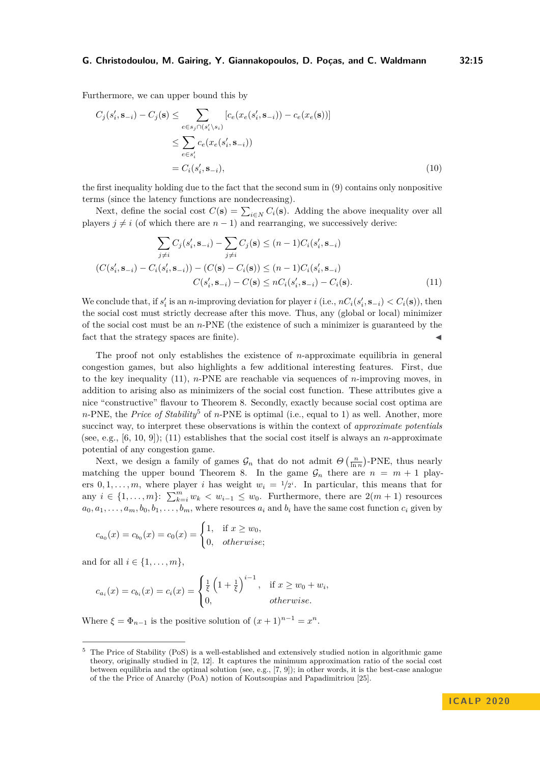Furthermore, we can upper bound this by

$$
\begin{aligned}
C_j(s_i', \mathbf{s}_{-i}) - C_j(\mathbf{s}) &\leq \sum_{e \in s_j \cap (s_i' \setminus s_i)} [c_e(x_e(s_i', \mathbf{s}_{-i})) - c_e(x_e(\mathbf{s}))] \\
&\leq \sum_{e \in s_i'} c_e(x_e(s_i', \mathbf{s}_{-i})) \\
&= C_i(s_i', \mathbf{s}_{-i}),
\end{aligned} \tag{10}
$$

the first inequality holding due to the fact that the second sum in (9) contains only nonpositive terms (since the latency functions are nondecreasing).

Next, define the social cost $C(\mathbf{s}) = \sum_{i \in N} C_i(\mathbf{s})$. Adding the above inequality over all players $j \neq i$ (of which there are $n-1$) and rearranging, we successively derive:

$$
\begin{aligned}
\sum_{j \neq i} C_j(s_i', \mathbf{s}_{-i}) - \sum_{j \neq i} C_j(\mathbf{s}) &\leq (n-1) C_i(s_i', \mathbf{s}_{-i}) \\
(C(s_i', \mathbf{s}_{-i}) - C_i(s_i', \mathbf{s}_{-i})) - (C(\mathbf{s}) - C_i(\mathbf{s})) &\leq (n-1) C_i(s_i', \mathbf{s}_{-i}) \\
C(s_i', \mathbf{s}_{-i}) - C(\mathbf{s}) &\leq n C_i(s_i', \mathbf{s}_{-i}) - C_i(\mathbf{s}).
\end{aligned} \tag{11}
$$

We conclude that, if $s_i'$ is an $n$-improving deviation for player $i$ (i.e., $nC_i(s_i', \mathbf{s}_{-i}) < C_i(\mathbf{s})$), then the social cost must strictly decrease after this move. Thus, any (global or local) minimizer of the social cost must be an $n$-PNE (the existence of such a minimizer is guaranteed by the fact that the strategy spaces are finite). ◀

The proof not only establishes the existence of $n$-approximate equilibria in general congestion games, but also highlights a few additional interesting features. First, due to the key inequality (11), $n$-PNE are reachable via sequences of $n$-improving moves, in addition to arising also as minimizers of the social cost function. These attributes give a nice "constructive" flavour to Theorem 8. Secondly, exactly because social cost optima are $n$-PNE, the *Price of Stability*[5] of $n$-PNE is optimal (i.e., equal to 1) as well. Another, more succinct way, to interpret these observations is within the context of *approximate potentials* (see, e.g., [6, 10, 9]); (11) establishes that the social cost itself is always an $n$-approximate potential of any congestion game.

Next, we design a family of games $\mathcal{G}_n$ that do not admit $\Theta\left(\frac{n}{\ln n}\right)$-PNE, thus nearly matching the upper bound Theorem 8. In the game $\mathcal{G}_n$ there are $n = m+1$ players $0, 1, \dots, m$, where player $i$ has weight $w_i = 1/2^i$. In particular, this means that for any $i \in \{1, \dots, m\}$: $\sum_{k=i}^{m} w_k < w_{i-1} \leq w_0$. Furthermore, there are $2(m+1)$ resources $a_0, a_1, \dots, a_m, b_0, b_1, \dots, b_m$, where resources $a_i$ and $b_i$ have the same cost function $c_i$ given by

$$
c_{a_0}(x) = c_{b_0}(x) = c_0(x) = \begin{cases} 1, & \text{if } x \geq w_0, \\ 0, & \textit{otherwise}; \end{cases}
$$

and for all $i \in \{1, \dots, m\}$,

$$
c_{a_i}(x) = c_{b_i}(x) = c_i(x) = \begin{cases} \frac{1}{\xi}\left(1 + \frac{1}{\xi}\right)^{i-1}, & \text{if } x \geq w_0 + w_i, \\ 0, & \textit{otherwise}. \end{cases}
$$

Where $\xi = \Phi_{n-1}$ is the positive solution of $(x+1)^{n-1} = x^n$.

---

[5] The Price of Stability (PoS) is a well-established and extensively studied notion in algorithmic game theory, originally studied in [2, 12]. It captures the minimum approximation ratio of the social cost between equilibria and the optimal solution (see, e.g., [7, 9]); in other words, it is the best-case analogue of the the Price of Anarchy (PoA) notion of Koutsoupias and Papadimitriou [25].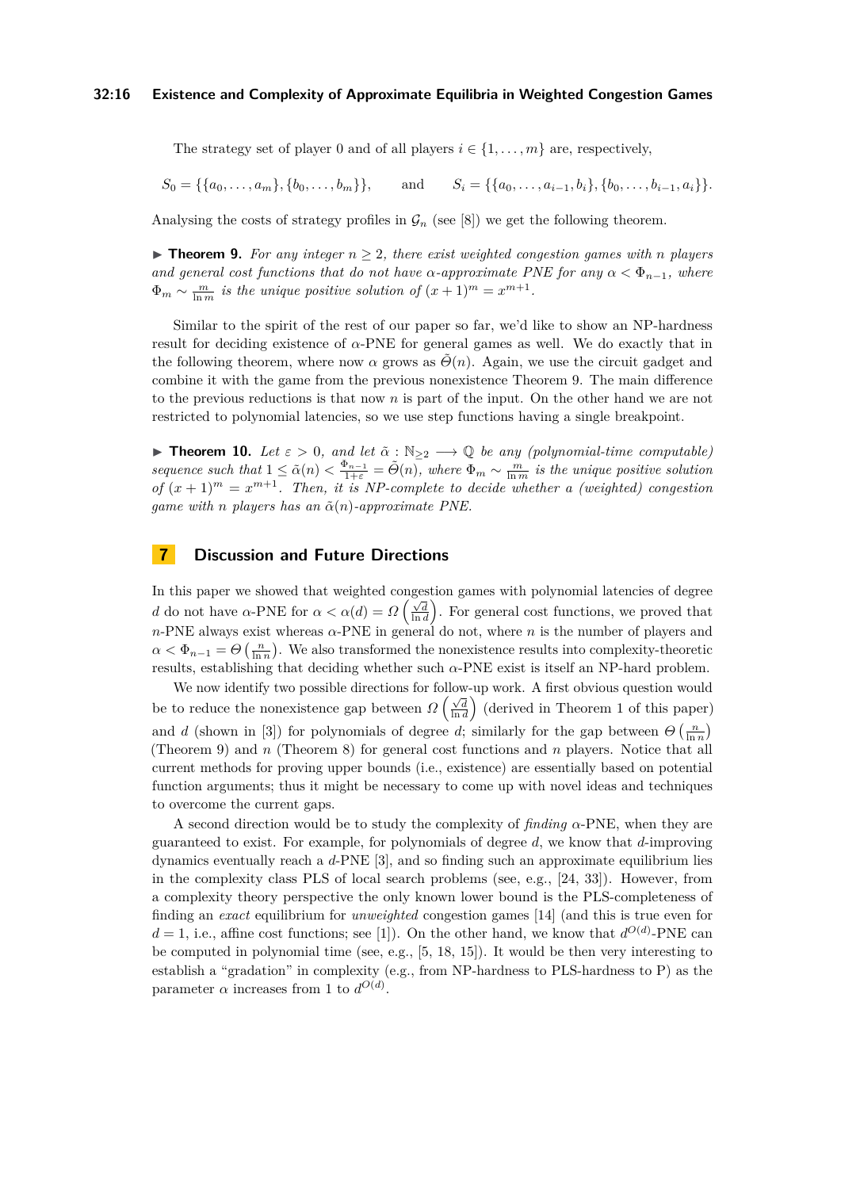The strategy set of player 0 and of all players $i \in \{1, \ldots, m\}$ are, respectively,

$$S_0 = \{\{a_0, \ldots, a_m\}, \{b_0, \ldots, b_m\}\}, \qquad \text{and} \qquad S_i = \{\{a_0, \ldots, a_{i-1}, b_i\}, \{b_0, \ldots, b_{i-1}, a_i\}\}.$$

Analysing the costs of strategy profiles in $\mathcal{G}_n$ (see [8]) we get the following theorem.

▶ **Theorem 9.** *For any integer $n \geq 2$, there exist weighted congestion games with $n$ players and general cost functions that do not have $\alpha$-approximate PNE for any $\alpha < \Phi_{n-1}$, where $\Phi_m \sim \frac{m}{\ln m}$ is the unique positive solution of $(x+1)^m = x^{m+1}$.*

Similar to the spirit of the rest of our paper so far, we'd like to show an NP-hardness result for deciding existence of $\alpha$-PNE for general games as well. We do exactly that in the following theorem, where now $\alpha$ grows as $\tilde{\Theta}(n)$. Again, we use the circuit gadget and combine it with the game from the previous nonexistence Theorem 9. The main difference to the previous reductions is that now $n$ is part of the input. On the other hand we are not restricted to polynomial latencies, so we use step functions having a single breakpoint.

▶ **Theorem 10.** *Let $\varepsilon > 0$, and let $\tilde{\alpha} : \mathbb{N}_{\geq 2} \longrightarrow \mathbb{Q}$ be any (polynomial-time computable) sequence such that $1 \leq \tilde{\alpha}(n) < \frac{\Phi_{n-1}}{1+\varepsilon} = \tilde{\Theta}(n)$, where $\Phi_m \sim \frac{m}{\ln m}$ is the unique positive solution of $(x+1)^m = x^{m+1}$. Then, it is NP-complete to decide whether a (weighted) congestion game with $n$ players has an $\tilde{\alpha}(n)$-approximate PNE.*

## 7 Discussion and Future Directions

In this paper we showed that weighted congestion games with polynomial latencies of degree $d$ do not have $\alpha$-PNE for $\alpha < \alpha(d) = \Omega\left(\frac{\sqrt{d}}{\ln d}\right)$. For general cost functions, we proved that $n$-PNE always exist whereas $\alpha$-PNE in general do not, where $n$ is the number of players and $\alpha < \Phi_{n-1} = \Theta\left(\frac{n}{\ln n}\right)$. We also transformed the nonexistence results into complexity-theoretic results, establishing that deciding whether such $\alpha$-PNE exist is itself an NP-hard problem.

We now identify two possible directions for follow-up work. A first obvious question would be to reduce the nonexistence gap between $\Omega\left(\frac{\sqrt{d}}{\ln d}\right)$ (derived in Theorem 1 of this paper) and $d$ (shown in [3]) for polynomials of degree $d$; similarly for the gap between $\Theta\left(\frac{n}{\ln n}\right)$ (Theorem 9) and $n$ (Theorem 8) for general cost functions and $n$ players. Notice that all current methods for proving upper bounds (i.e., existence) are essentially based on potential function arguments; thus it might be necessary to come up with novel ideas and techniques to overcome the current gaps.

A second direction would be to study the complexity of *finding* $\alpha$-PNE, when they are guaranteed to exist. For example, for polynomials of degree $d$, we know that $d$-improving dynamics eventually reach a $d$-PNE [3], and so finding such an approximate equilibrium lies in the complexity class PLS of local search problems (see, e.g., [24, 33]). However, from a complexity theory perspective the only known lower bound is the PLS-completeness of finding an *exact* equilibrium for *unweighted* congestion games [14] (and this is true even for $d = 1$, i.e., affine cost functions; see [1]). On the other hand, we know that $d^{O(d)}$-PNE can be computed in polynomial time (see, e.g., [5, 18, 15]). It would be then very interesting to establish a "gradation" in complexity (e.g., from NP-hardness to PLS-hardness to P) as the parameter $\alpha$ increases from 1 to $d^{O(d)}$.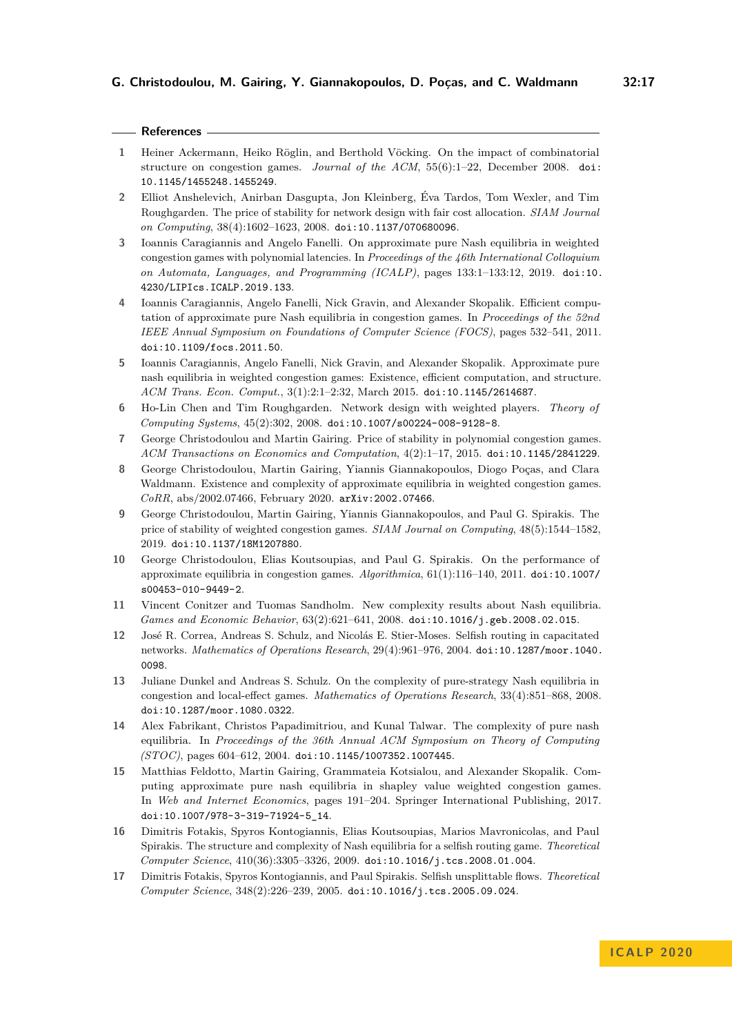## References

1. Heiner Ackermann, Heiko Röglin, and Berthold Vöcking. On the impact of combinatorial structure on congestion games. *Journal of the ACM*, 55(6):1–22, December 2008. doi:10.1145/1455248.1455249.
2. Elliot Anshelevich, Anirban Dasgupta, Jon Kleinberg, Éva Tardos, Tom Wexler, and Tim Roughgarden. The price of stability for network design with fair cost allocation. *SIAM Journal on Computing*, 38(4):1602–1623, 2008. doi:10.1137/070680096.
3. Ioannis Caragiannis and Angelo Fanelli. On approximate pure Nash equilibria in weighted congestion games with polynomial latencies. In *Proceedings of the 46th International Colloquium on Automata, Languages, and Programming (ICALP)*, pages 133:1–133:12, 2019. doi:10.4230/LIPIcs.ICALP.2019.133.
4. Ioannis Caragiannis, Angelo Fanelli, Nick Gravin, and Alexander Skopalik. Efficient computation of approximate pure Nash equilibria in congestion games. In *Proceedings of the 52nd IEEE Annual Symposium on Foundations of Computer Science (FOCS)*, pages 532–541, 2011. doi:10.1109/focs.2011.50.
5. Ioannis Caragiannis, Angelo Fanelli, Nick Gravin, and Alexander Skopalik. Approximate pure nash equilibria in weighted congestion games: Existence, efficient computation, and structure. *ACM Trans. Econ. Comput.*, 3(1):2:1–2:32, March 2015. doi:10.1145/2614687.
6. Ho-Lin Chen and Tim Roughgarden. Network design with weighted players. *Theory of Computing Systems*, 45(2):302, 2008. doi:10.1007/s00224-008-9128-8.
7. George Christodoulou and Martin Gairing. Price of stability in polynomial congestion games. *ACM Transactions on Economics and Computation*, 4(2):1–17, 2015. doi:10.1145/2841229.
8. George Christodoulou, Martin Gairing, Yiannis Giannakopoulos, Diogo Poças, and Clara Waldmann. Existence and complexity of approximate equilibria in weighted congestion games. *CoRR*, abs/2002.07466, February 2020. arXiv:2002.07466.
9. George Christodoulou, Martin Gairing, Yiannis Giannakopoulos, and Paul G. Spirakis. The price of stability of weighted congestion games. *SIAM Journal on Computing*, 48(5):1544–1582, 2019. doi:10.1137/18M1207880.
10. George Christodoulou, Elias Koutsoupias, and Paul G. Spirakis. On the performance of approximate equilibria in congestion games. *Algorithmica*, 61(1):116–140, 2011. doi:10.1007/s00453-010-9449-2.
11. Vincent Conitzer and Tuomas Sandholm. New complexity results about Nash equilibria. *Games and Economic Behavior*, 63(2):621–641, 2008. doi:10.1016/j.geb.2008.02.015.
12. José R. Correa, Andreas S. Schulz, and Nicolás E. Stier-Moses. Selfish routing in capacitated networks. *Mathematics of Operations Research*, 29(4):961–976, 2004. doi:10.1287/moor.1040.0098.
13. Juliane Dunkel and Andreas S. Schulz. On the complexity of pure-strategy Nash equilibria in congestion and local-effect games. *Mathematics of Operations Research*, 33(4):851–868, 2008. doi:10.1287/moor.1080.0322.
14. Alex Fabrikant, Christos Papadimitriou, and Kunal Talwar. The complexity of pure nash equilibria. In *Proceedings of the 36th Annual ACM Symposium on Theory of Computing (STOC)*, pages 604–612, 2004. doi:10.1145/1007352.1007445.
15. Matthias Feldotto, Martin Gairing, Grammateia Kotsialou, and Alexander Skopalik. Computing approximate pure nash equilibria in shapley value weighted congestion games. In *Web and Internet Economics*, pages 191–204. Springer International Publishing, 2017. doi:10.1007/978-3-319-71924-5_14.
16. Dimitris Fotakis, Spyros Kontogiannis, Elias Koutsoupias, Marios Mavronicolas, and Paul Spirakis. The structure and complexity of Nash equilibria for a selfish routing game. *Theoretical Computer Science*, 410(36):3305–3326, 2009. doi:10.1016/j.tcs.2008.01.004.
17. Dimitris Fotakis, Spyros Kontogiannis, and Paul Spirakis. Selfish unsplittable flows. *Theoretical Computer Science*, 348(2):226–239, 2005. doi:10.1016/j.tcs.2005.09.024.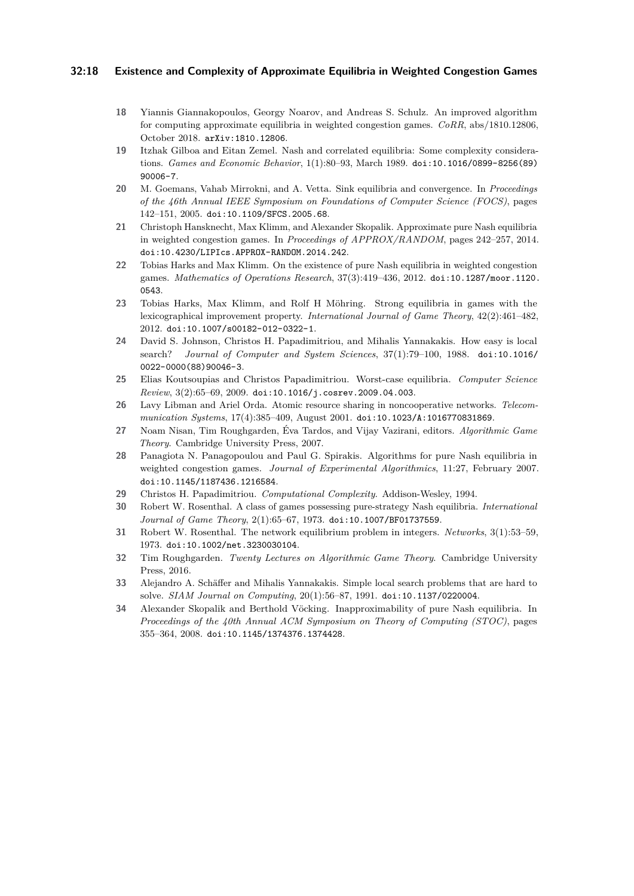18 Yiannis Giannakopoulos, Georgy Noarov, and Andreas S. Schulz. An improved algorithm for computing approximate equilibria in weighted congestion games. *CoRR*, abs/1810.12806, October 2018. arXiv:1810.12806.

19 Itzhak Gilboa and Eitan Zemel. Nash and correlated equilibria: Some complexity considerations. *Games and Economic Behavior*, 1(1):80–93, March 1989. doi:10.1016/0899-8256(89)90006-7.

20 M. Goemans, Vahab Mirrokni, and A. Vetta. Sink equilibria and convergence. In *Proceedings of the 46th Annual IEEE Symposium on Foundations of Computer Science (FOCS)*, pages 142–151, 2005. doi:10.1109/SFCS.2005.68.

21 Christoph Hansknecht, Max Klimm, and Alexander Skopalik. Approximate pure Nash equilibria in weighted congestion games. In *Proceedings of APPROX/RANDOM*, pages 242–257, 2014. doi:10.4230/LIPIcs.APPROX-RANDOM.2014.242.

22 Tobias Harks and Max Klimm. On the existence of pure Nash equilibria in weighted congestion games. *Mathematics of Operations Research*, 37(3):419–436, 2012. doi:10.1287/moor.1120.0543.

23 Tobias Harks, Max Klimm, and Rolf H Möhring. Strong equilibria in games with the lexicographical improvement property. *International Journal of Game Theory*, 42(2):461–482, 2012. doi:10.1007/s00182-012-0322-1.

24 David S. Johnson, Christos H. Papadimitriou, and Mihalis Yannakakis. How easy is local search? *Journal of Computer and System Sciences*, 37(1):79–100, 1988. doi:10.1016/0022-0000(88)90046-3.

25 Elias Koutsoupias and Christos Papadimitriou. Worst-case equilibria. *Computer Science Review*, 3(2):65–69, 2009. doi:10.1016/j.cosrev.2009.04.003.

26 Lavy Libman and Ariel Orda. Atomic resource sharing in noncooperative networks. *Telecommunication Systems*, 17(4):385–409, August 2001. doi:10.1023/A:1016770831869.

27 Noam Nisan, Tim Roughgarden, Éva Tardos, and Vijay Vazirani, editors. *Algorithmic Game Theory*. Cambridge University Press, 2007.

28 Panagiota N. Panagopoulou and Paul G. Spirakis. Algorithms for pure Nash equilibria in weighted congestion games. *Journal of Experimental Algorithmics*, 11:27, February 2007. doi:10.1145/1187436.1216584.

29 Christos H. Papadimitriou. *Computational Complexity*. Addison-Wesley, 1994.

30 Robert W. Rosenthal. A class of games possessing pure-strategy Nash equilibria. *International Journal of Game Theory*, 2(1):65–67, 1973. doi:10.1007/BF01737559.

31 Robert W. Rosenthal. The network equilibrium problem in integers. *Networks*, 3(1):53–59, 1973. doi:10.1002/net.3230030104.

32 Tim Roughgarden. *Twenty Lectures on Algorithmic Game Theory*. Cambridge University Press, 2016.

33 Alejandro A. Schäffer and Mihalis Yannakakis. Simple local search problems that are hard to solve. *SIAM Journal on Computing*, 20(1):56–87, 1991. doi:10.1137/0220004.

34 Alexander Skopalik and Berthold Vöcking. Inapproximability of pure Nash equilibria. In *Proceedings of the 40th Annual ACM Symposium on Theory of Computing (STOC)*, pages 355–364, 2008. doi:10.1145/1374376.1374428.